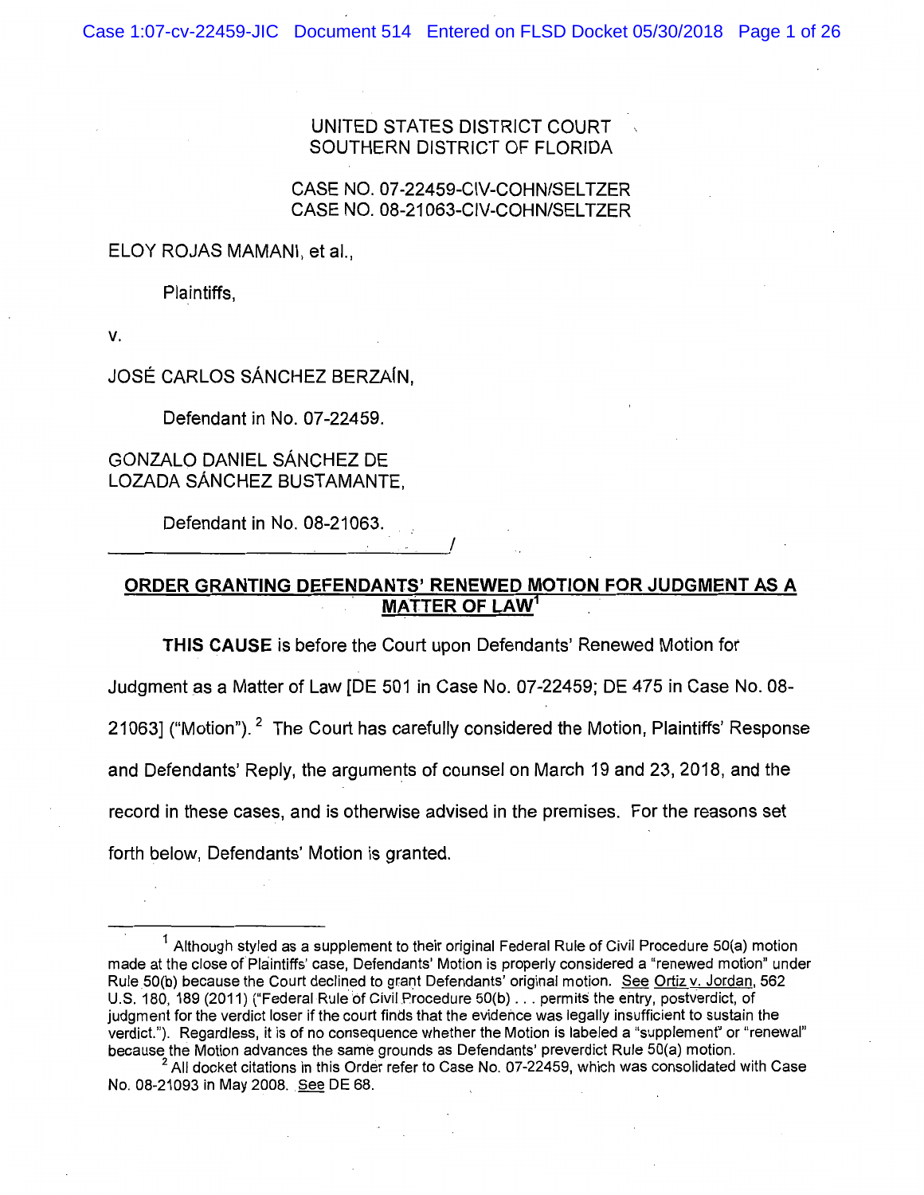UNITED STATES DISTRICT COURT
SOUTHERN DISTRICT OF FLORIDA

CASE NO. 07-22459-CIV-COHN/SELTZER
CASE NO. 08-21063-CIV-COHN/SELTZER

ELOY ROJAS MAMANI, et al.,

Plaintiffs,

v.

JOSÉ CARLOS SÁNCHEZ BERZAÍN,

Defendant in No. 07-22459.

GONZALO DANIEL SÁNCHEZ DE LOZADA SÁNCHEZ BUSTAMANTE,

Defendant in No. 08-21063.

_______________________________________/

## ORDER GRANTING DEFENDANTS' RENEWED MOTION FOR JUDGMENT AS A MATTER OF LAW[1]

**THIS CAUSE** is before the Court upon Defendants' Renewed Motion for Judgment as a Matter of Law [DE 501 in Case No. 07-22459; DE 475 in Case No. 08-21063] ("Motion").[2] The Court has carefully considered the Motion, Plaintiffs' Response and Defendants' Reply, the arguments of counsel on March 19 and 23, 2018, and the record in these cases, and is otherwise advised in the premises. For the reasons set forth below, Defendants' Motion is granted.

---

[1] Although styled as a supplement to their original Federal Rule of Civil Procedure 50(a) motion made at the close of Plaintiffs' case, Defendants' Motion is properly considered a "renewed motion" under Rule 50(b) because the Court declined to grant Defendants' original motion. See Ortiz v. Jordan, 562 U.S. 180, 189 (2011) ("Federal Rule of Civil Procedure 50(b) . . . permits the entry, postverdict, of judgment for the verdict loser if the court finds that the evidence was legally insufficient to sustain the verdict."). Regardless, it is of no consequence whether the Motion is labeled a "supplement" or "renewal" because the Motion advances the same grounds as Defendants' preverdict Rule 50(a) motion.

[2] All docket citations in this Order refer to Case No. 07-22459, which was consolidated with Case No. 08-21093 in May 2008. See DE 68.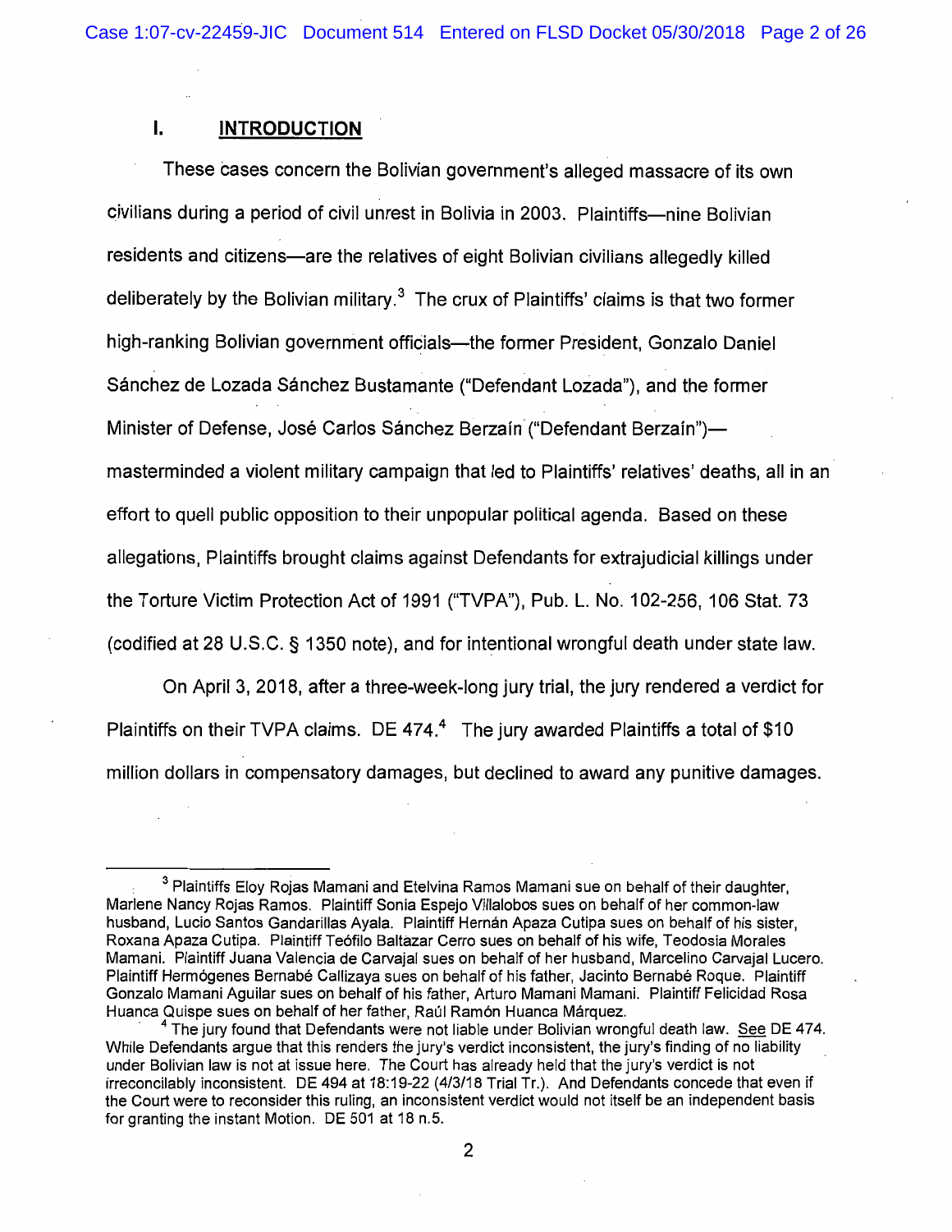## I. INTRODUCTION

These cases concern the Bolivian government's alleged massacre of its own civilians during a period of civil unrest in Bolivia in 2003. Plaintiffs—nine Bolivian residents and citizens—are the relatives of eight Bolivian civilians allegedly killed deliberately by the Bolivian military.[3] The crux of Plaintiffs' claims is that two former high-ranking Bolivian government officials—the former President, Gonzalo Daniel Sánchez de Lozada Sánchez Bustamante ("Defendant Lozada"), and the former Minister of Defense, José Carlos Sánchez Berzaín ("Defendant Berzaín")—masterminded a violent military campaign that led to Plaintiffs' relatives' deaths, all in an effort to quell public opposition to their unpopular political agenda. Based on these allegations, Plaintiffs brought claims against Defendants for extrajudicial killings under the Torture Victim Protection Act of 1991 ("TVPA"), Pub. L. No. 102-256, 106 Stat. 73 (codified at 28 U.S.C. § 1350 note), and for intentional wrongful death under state law.

On April 3, 2018, after a three-week-long jury trial, the jury rendered a verdict for Plaintiffs on their TVPA claims. DE 474.[4] The jury awarded Plaintiffs a total of $10 million dollars in compensatory damages, but declined to award any punitive damages.

---

[3] Plaintiffs Eloy Rojas Mamani and Etelvina Ramos Mamani sue on behalf of their daughter, Marlene Nancy Rojas Ramos. Plaintiff Sonia Espejo Villalobos sues on behalf of her common-law husband, Lucio Santos Gandarillas Ayala. Plaintiff Hernán Apaza Cutipa sues on behalf of his sister, Roxana Apaza Cutipa. Plaintiff Teófilo Baltazar Cerro sues on behalf of his wife, Teodosia Morales Mamani. Plaintiff Juana Valencia de Carvajal sues on behalf of her husband, Marcelino Carvajal Lucero. Plaintiff Hermógenes Bernabé Callizaya sues on behalf of his father, Jacinto Bernabé Roque. Plaintiff Gonzalo Mamani Aguilar sues on behalf of his father, Arturo Mamani Mamani. Plaintiff Felicidad Rosa Huanca Quispe sues on behalf of her father, Raúl Ramón Huanca Márquez.

[4] The jury found that Defendants were not liable under Bolivian wrongful death law. See DE 474. While Defendants argue that this renders the jury's verdict inconsistent, the jury's finding of no liability under Bolivian law is not at issue here. The Court has already held that the jury's verdict is not irreconcilably inconsistent. DE 494 at 18:19-22 (4/3/18 Trial Tr.). And Defendants concede that even if the Court were to reconsider this ruling, an inconsistent verdict would not itself be an independent basis for granting the instant Motion. DE 501 at 18 n.5.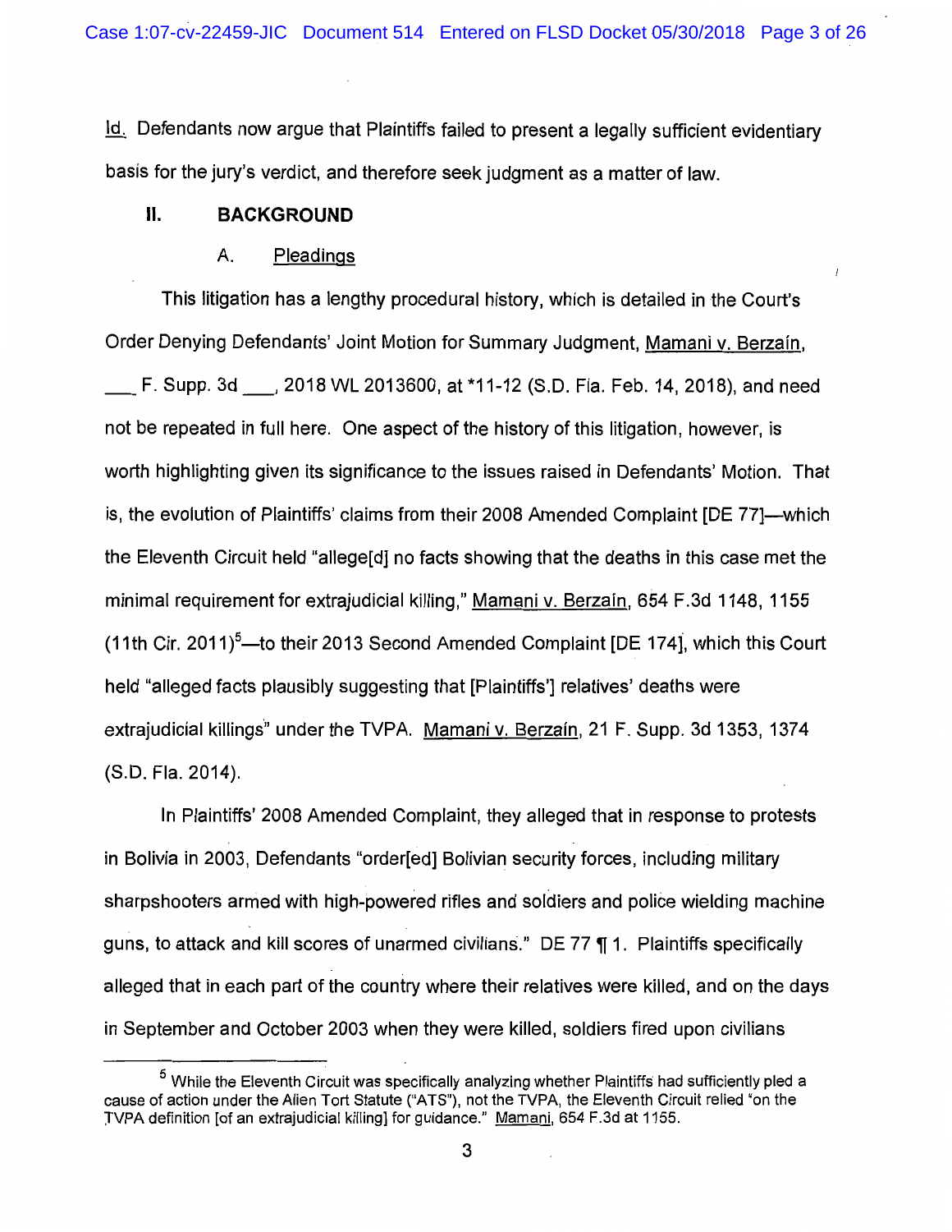Id. Defendants now argue that Plaintiffs failed to present a legally sufficient evidentiary basis for the jury's verdict, and therefore seek judgment as a matter of law.

## II. BACKGROUND

### A. Pleadings

This litigation has a lengthy procedural history, which is detailed in the Court's Order Denying Defendants' Joint Motion for Summary Judgment, Mamani v. Berzaín, \_\_\_ F. Supp. 3d \_\_\_, 2018 WL 2013600, at *11-12 (S.D. Fla. Feb. 14, 2018), and need not be repeated in full here. One aspect of the history of this litigation, however, is worth highlighting given its significance to the issues raised in Defendants' Motion. That is, the evolution of Plaintiffs' claims from their 2008 Amended Complaint [DE 77]—which the Eleventh Circuit held "allege[d] no facts showing that the deaths in this case met the minimal requirement for extrajudicial killing," Mamani v. Berzaín, 654 F.3d 1148, 1155 (11th Cir. 2011)[5]—to their 2013 Second Amended Complaint [DE 174], which this Court held "alleged facts plausibly suggesting that [Plaintiffs'] relatives' deaths were extrajudicial killings" under the TVPA. Mamani v. Berzaín, 21 F. Supp. 3d 1353, 1374 (S.D. Fla. 2014).

In Plaintiffs' 2008 Amended Complaint, they alleged that in response to protests in Bolivia in 2003, Defendants "order[ed] Bolivian security forces, including military sharpshooters armed with high-powered rifles and soldiers and police wielding machine guns, to attack and kill scores of unarmed civilians." DE 77 ¶ 1. Plaintiffs specifically alleged that in each part of the country where their relatives were killed, and on the days in September and October 2003 when they were killed, soldiers fired upon civilians

---

[5] While the Eleventh Circuit was specifically analyzing whether Plaintiffs had sufficiently pled a cause of action under the Alien Tort Statute ("ATS"), not the TVPA, the Eleventh Circuit relied "on the TVPA definition [of an extrajudicial killing] for guidance." Mamani, 654 F.3d at 1155.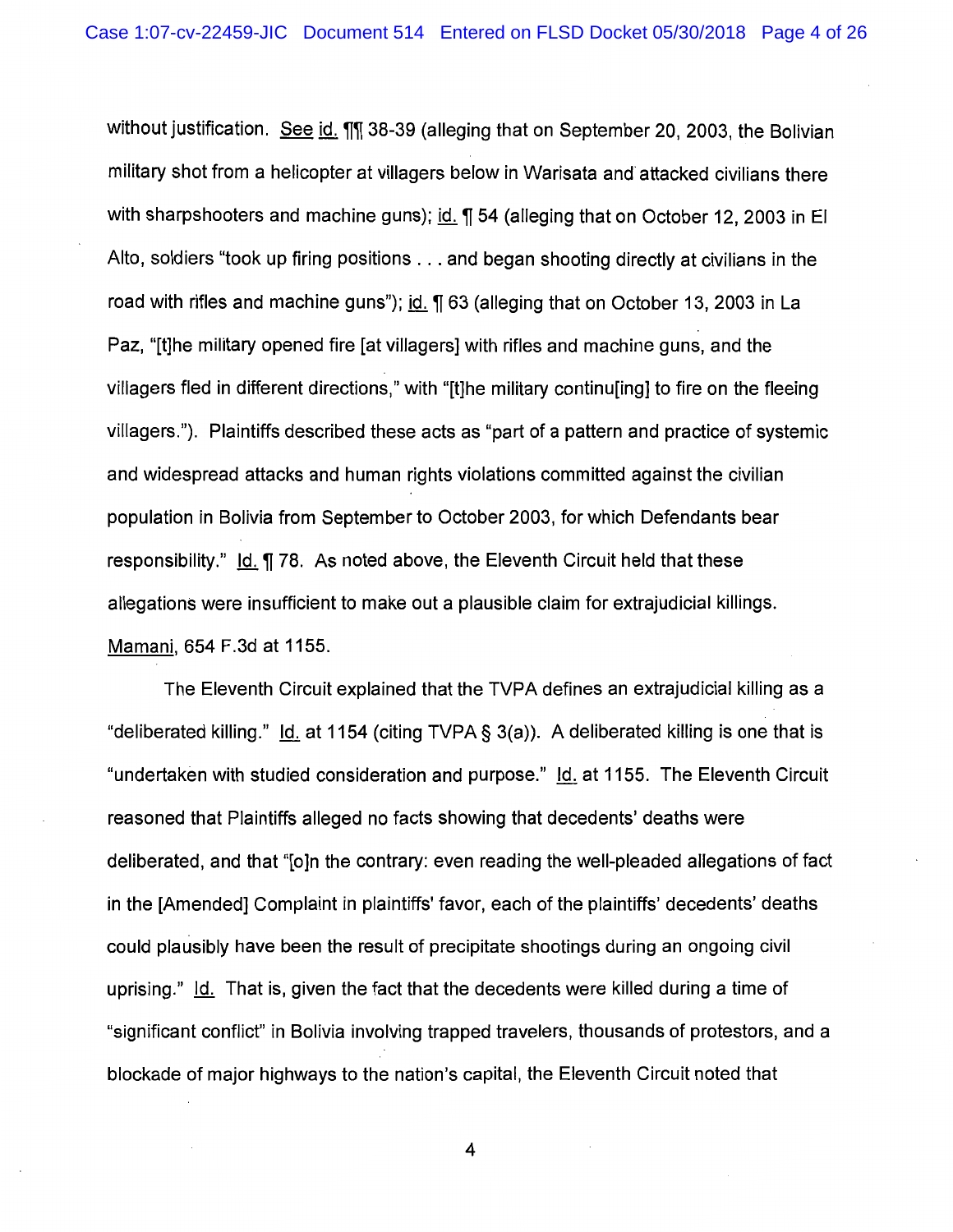without justification. See id. ¶¶ 38-39 (alleging that on September 20, 2003, the Bolivian military shot from a helicopter at villagers below in Warisata and attacked civilians there with sharpshooters and machine guns); id. ¶ 54 (alleging that on October 12, 2003 in El Alto, soldiers "took up firing positions . . . and began shooting directly at civilians in the road with rifles and machine guns"); id. ¶ 63 (alleging that on October 13, 2003 in La Paz, "[t]he military opened fire [at villagers] with rifles and machine guns, and the villagers fled in different directions," with "[t]he military continu[ing] to fire on the fleeing villagers."). Plaintiffs described these acts as "part of a pattern and practice of systemic and widespread attacks and human rights violations committed against the civilian population in Bolivia from September to October 2003, for which Defendants bear responsibility." Id. ¶ 78. As noted above, the Eleventh Circuit held that these allegations were insufficient to make out a plausible claim for extrajudicial killings. Mamani, 654 F.3d at 1155.

The Eleventh Circuit explained that the TVPA defines an extrajudicial killing as a "deliberated killing." Id. at 1154 (citing TVPA § 3(a)). A deliberated killing is one that is "undertaken with studied consideration and purpose." Id. at 1155. The Eleventh Circuit reasoned that Plaintiffs alleged no facts showing that decedents' deaths were deliberated, and that "[o]n the contrary: even reading the well-pleaded allegations of fact in the [Amended] Complaint in plaintiffs' favor, each of the plaintiffs' decedents' deaths could plausibly have been the result of precipitate shootings during an ongoing civil uprising." Id. That is, given the fact that the decedents were killed during a time of "significant conflict" in Bolivia involving trapped travelers, thousands of protestors, and a blockade of major highways to the nation's capital, the Eleventh Circuit noted that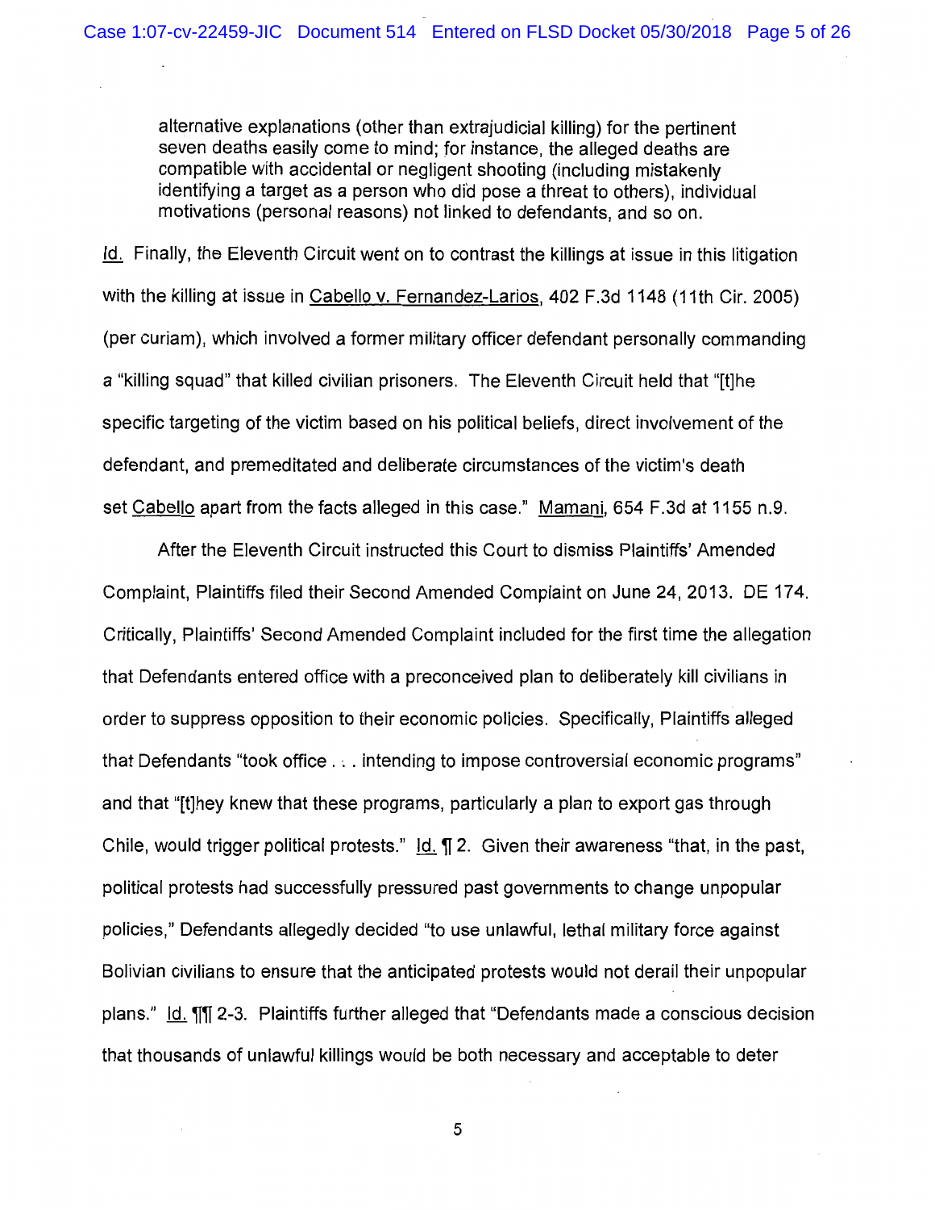> alternative explanations (other than extrajudicial killing) for the pertinent seven deaths easily come to mind; for instance, the alleged deaths are compatible with accidental or negligent shooting (including mistakenly identifying a target as a person who did pose a threat to others), individual motivations (personal reasons) not linked to defendants, and so on.

Id. Finally, the Eleventh Circuit went on to contrast the killings at issue in this litigation with the killing at issue in Cabello v. Fernandez-Larios, 402 F.3d 1148 (11th Cir. 2005) (per curiam), which involved a former military officer defendant personally commanding a "killing squad" that killed civilian prisoners. The Eleventh Circuit held that "[t]he specific targeting of the victim based on his political beliefs, direct involvement of the defendant, and premeditated and deliberate circumstances of the victim's death set Cabello apart from the facts alleged in this case." Mamani, 654 F.3d at 1155 n.9.

After the Eleventh Circuit instructed this Court to dismiss Plaintiffs' Amended Complaint, Plaintiffs filed their Second Amended Complaint on June 24, 2013. DE 174. Critically, Plaintiffs' Second Amended Complaint included for the first time the allegation that Defendants entered office with a preconceived plan to deliberately kill civilians in order to suppress opposition to their economic policies. Specifically, Plaintiffs alleged that Defendants "took office . . . intending to impose controversial economic programs" and that "[t]hey knew that these programs, particularly a plan to export gas through Chile, would trigger political protests." Id. ¶ 2. Given their awareness "that, in the past, political protests had successfully pressured past governments to change unpopular policies," Defendants allegedly decided "to use unlawful, lethal military force against Bolivian civilians to ensure that the anticipated protests would not derail their unpopular plans." Id. ¶¶ 2-3. Plaintiffs further alleged that "Defendants made a conscious decision that thousands of unlawful killings would be both necessary and acceptable to deter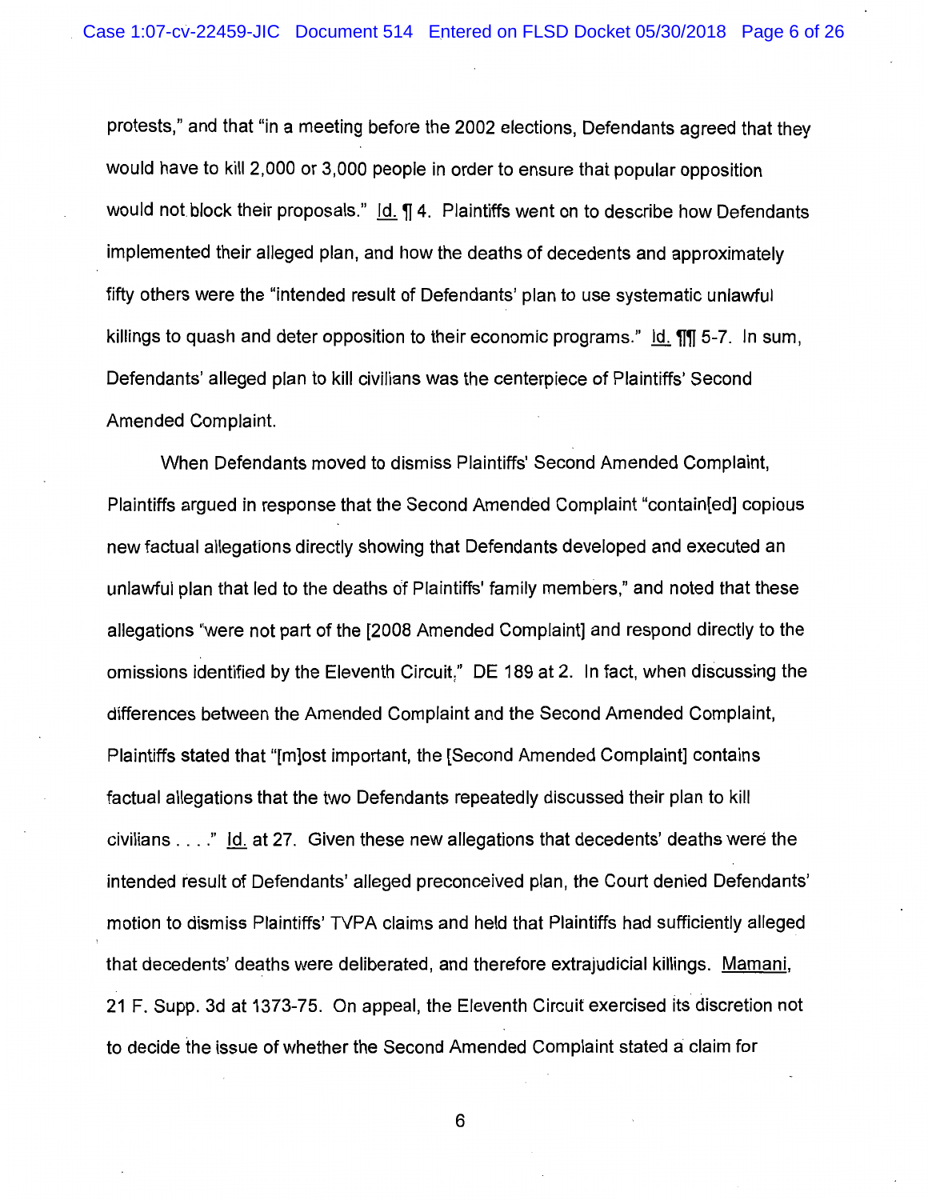protests," and that "in a meeting before the 2002 elections, Defendants agreed that they would have to kill 2,000 or 3,000 people in order to ensure that popular opposition would not block their proposals." Id. ¶ 4. Plaintiffs went on to describe how Defendants implemented their alleged plan, and how the deaths of decedents and approximately fifty others were the "intended result of Defendants' plan to use systematic unlawful killings to quash and deter opposition to their economic programs." Id. ¶¶ 5-7. In sum, Defendants' alleged plan to kill civilians was the centerpiece of Plaintiffs' Second Amended Complaint.

When Defendants moved to dismiss Plaintiffs' Second Amended Complaint, Plaintiffs argued in response that the Second Amended Complaint "contain[ed] copious new factual allegations directly showing that Defendants developed and executed an unlawful plan that led to the deaths of Plaintiffs' family members," and noted that these allegations "were not part of the [2008 Amended Complaint] and respond directly to the omissions identified by the Eleventh Circuit." DE 189 at 2. In fact, when discussing the differences between the Amended Complaint and the Second Amended Complaint, Plaintiffs stated that "[m]ost important, the [Second Amended Complaint] contains factual allegations that the two Defendants repeatedly discussed their plan to kill civilians . . . ." Id. at 27. Given these new allegations that decedents' deaths were the intended result of Defendants' alleged preconceived plan, the Court denied Defendants' motion to dismiss Plaintiffs' TVPA claims and held that Plaintiffs had sufficiently alleged that decedents' deaths were deliberated, and therefore extrajudicial killings. Mamani, 21 F. Supp. 3d at 1373-75. On appeal, the Eleventh Circuit exercised its discretion not to decide the issue of whether the Second Amended Complaint stated a claim for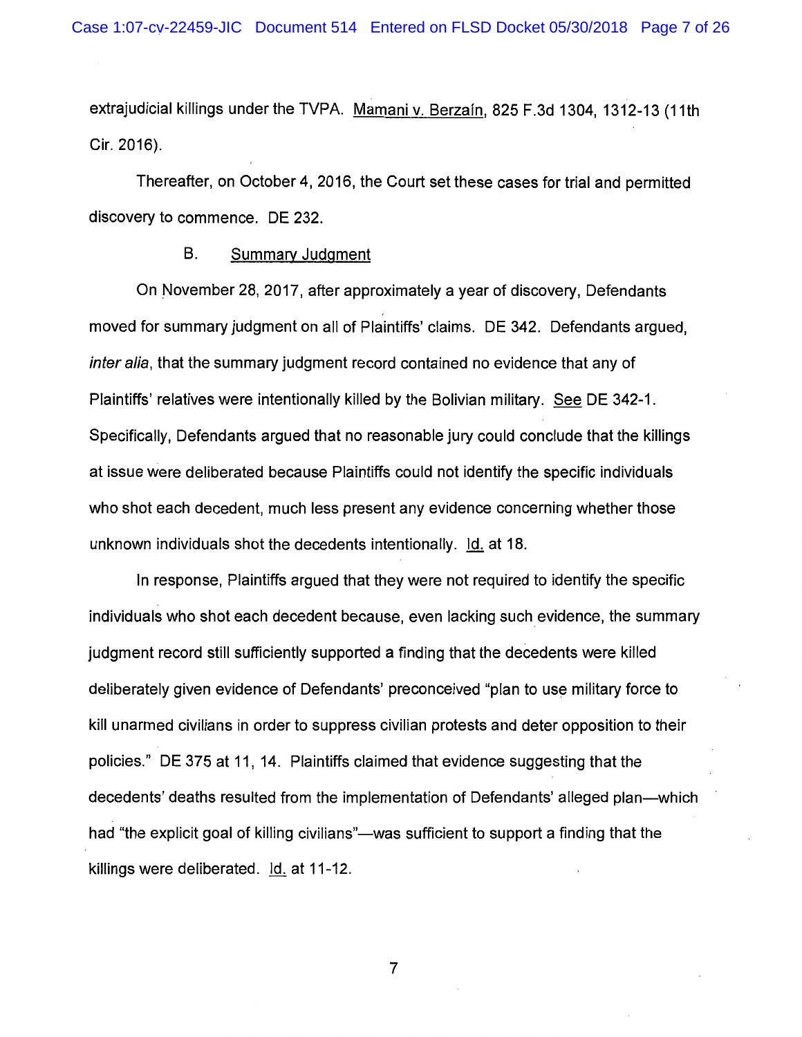extrajudicial killings under the TVPA. Mamani v. Berzaín, 825 F.3d 1304, 1312-13 (11th Cir. 2016).

Thereafter, on October 4, 2016, the Court set these cases for trial and permitted discovery to commence. DE 232.

### B. Summary Judgment

On November 28, 2017, after approximately a year of discovery, Defendants moved for summary judgment on all of Plaintiffs' claims. DE 342. Defendants argued, *inter alia*, that the summary judgment record contained no evidence that any of Plaintiffs' relatives were intentionally killed by the Bolivian military. See DE 342-1. Specifically, Defendants argued that no reasonable jury could conclude that the killings at issue were deliberated because Plaintiffs could not identify the specific individuals who shot each decedent, much less present any evidence concerning whether those unknown individuals shot the decedents intentionally. Id. at 18.

In response, Plaintiffs argued that they were not required to identify the specific individuals who shot each decedent because, even lacking such evidence, the summary judgment record still sufficiently supported a finding that the decedents were killed deliberately given evidence of Defendants' preconceived "plan to use military force to kill unarmed civilians in order to suppress civilian protests and deter opposition to their policies." DE 375 at 11, 14. Plaintiffs claimed that evidence suggesting that the decedents' deaths resulted from the implementation of Defendants' alleged plan—which had "the explicit goal of killing civilians"—was sufficient to support a finding that the killings were deliberated. Id. at 11-12.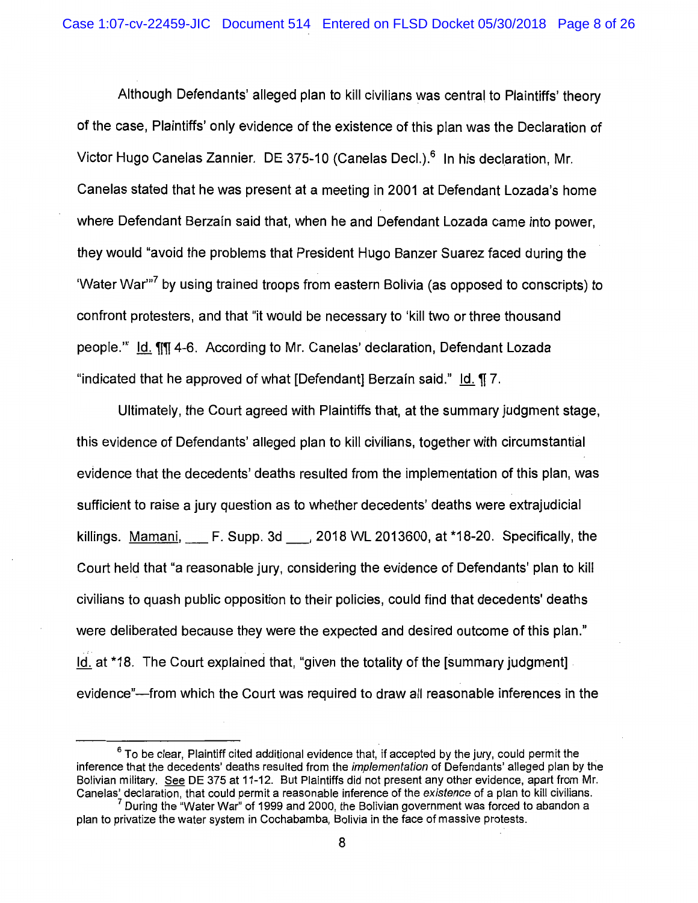Although Defendants' alleged plan to kill civilians was central to Plaintiffs' theory of the case, Plaintiffs' only evidence of the existence of this plan was the Declaration of Victor Hugo Canelas Zannier. DE 375-10 (Canelas Decl.).[6] In his declaration, Mr. Canelas stated that he was present at a meeting in 2001 at Defendant Lozada's home where Defendant Berzaín said that, when he and Defendant Lozada came into power, they would "avoid the problems that President Hugo Banzer Suarez faced during the 'Water War'"[7] by using trained troops from eastern Bolivia (as opposed to conscripts) to confront protesters, and that "it would be necessary to 'kill two or three thousand people.'" Id. ¶¶ 4-6. According to Mr. Canelas' declaration, Defendant Lozada "indicated that he approved of what [Defendant] Berzaín said." Id. ¶ 7.

Ultimately, the Court agreed with Plaintiffs that, at the summary judgment stage, this evidence of Defendants' alleged plan to kill civilians, together with circumstantial evidence that the decedents' deaths resulted from the implementation of this plan, was sufficient to raise a jury question as to whether decedents' deaths were extrajudicial killings. Mamani, ___ F. Supp. 3d ___, 2018 WL 2013600, at *18-20. Specifically, the Court held that "a reasonable jury, considering the evidence of Defendants' plan to kill civilians to quash public opposition to their policies, could find that decedents' deaths were deliberated because they were the expected and desired outcome of this plan." Id. at *18. The Court explained that, "given the totality of the [summary judgment] evidence"—from which the Court was required to draw all reasonable inferences in the

---

[6] To be clear, Plaintiff cited additional evidence that, if accepted by the jury, could permit the inference that the decedents' deaths resulted from the *implementation* of Defendants' alleged plan by the Bolivian military. See DE 375 at 11-12. But Plaintiffs did not present any other evidence, apart from Mr. Canelas' declaration, that could permit a reasonable inference of the *existence* of a plan to kill civilians.

[7] During the "Water War" of 1999 and 2000, the Bolivian government was forced to abandon a plan to privatize the water system in Cochabamba, Bolivia in the face of massive protests.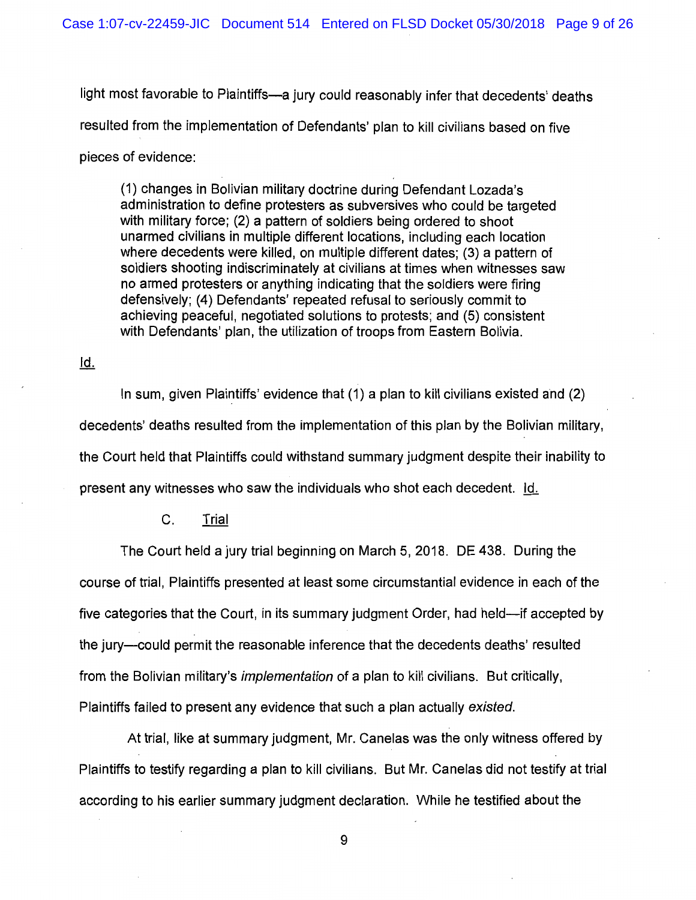light most favorable to Plaintiffs—a jury could reasonably infer that decedents' deaths resulted from the implementation of Defendants' plan to kill civilians based on five pieces of evidence:

> (1) changes in Bolivian military doctrine during Defendant Lozada's administration to define protesters as subversives who could be targeted with military force; (2) a pattern of soldiers being ordered to shoot unarmed civilians in multiple different locations, including each location where decedents were killed, on multiple different dates; (3) a pattern of soldiers shooting indiscriminately at civilians at times when witnesses saw no armed protesters or anything indicating that the soldiers were firing defensively; (4) Defendants' repeated refusal to seriously commit to achieving peaceful, negotiated solutions to protests; and (5) consistent with Defendants' plan, the utilization of troops from Eastern Bolivia.

Id.

In sum, given Plaintiffs' evidence that (1) a plan to kill civilians existed and (2) decedents' deaths resulted from the implementation of this plan by the Bolivian military, the Court held that Plaintiffs could withstand summary judgment despite their inability to present any witnesses who saw the individuals who shot each decedent. Id.

### C. Trial

The Court held a jury trial beginning on March 5, 2018. DE 438. During the course of trial, Plaintiffs presented at least some circumstantial evidence in each of the five categories that the Court, in its summary judgment Order, had held—if accepted by the jury—could permit the reasonable inference that the decedents deaths' resulted from the Bolivian military's *implementation* of a plan to kill civilians. But critically, Plaintiffs failed to present any evidence that such a plan actually *existed*.

At trial, like at summary judgment, Mr. Canelas was the only witness offered by Plaintiffs to testify regarding a plan to kill civilians. But Mr. Canelas did not testify at trial according to his earlier summary judgment declaration. While he testified about the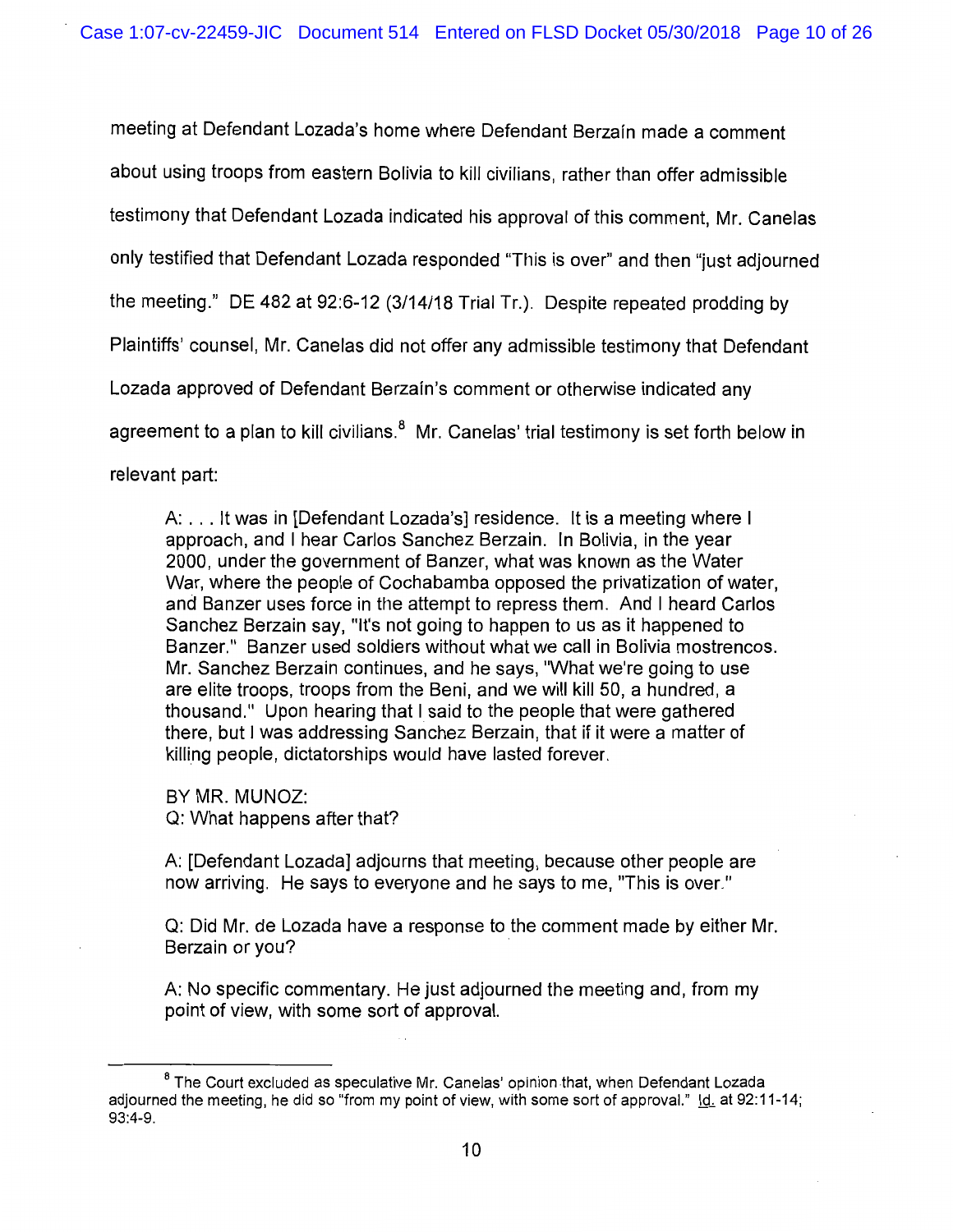meeting at Defendant Lozada's home where Defendant Berzaín made a comment about using troops from eastern Bolivia to kill civilians, rather than offer admissible testimony that Defendant Lozada indicated his approval of this comment, Mr. Canelas only testified that Defendant Lozada responded "This is over" and then "just adjourned the meeting." DE 482 at 92:6-12 (3/14/18 Trial Tr.). Despite repeated prodding by Plaintiffs' counsel, Mr. Canelas did not offer any admissible testimony that Defendant Lozada approved of Defendant Berzaín's comment or otherwise indicated any agreement to a plan to kill civilians.[8] Mr. Canelas' trial testimony is set forth below in relevant part:

> A: . . . It was in [Defendant Lozada's] residence. It is a meeting where I approach, and I hear Carlos Sanchez Berzain. In Bolivia, in the year 2000, under the government of Banzer, what was known as the Water War, where the people of Cochabamba opposed the privatization of water, and Banzer uses force in the attempt to repress them. And I heard Carlos Sanchez Berzain say, "It's not going to happen to us as it happened to Banzer." Banzer used soldiers without what we call in Bolivia mostrencos. Mr. Sanchez Berzain continues, and he says, "What we're going to use are elite troops, troops from the Beni, and we will kill 50, a hundred, a thousand." Upon hearing that I said to the people that were gathered there, but I was addressing Sanchez Berzain, that if it were a matter of killing people, dictatorships would have lasted forever.
>
> BY MR. MUNOZ:
> Q: What happens after that?
>
> A: [Defendant Lozada] adjourns that meeting, because other people are now arriving. He says to everyone and he says to me, "This is over."
>
> Q: Did Mr. de Lozada have a response to the comment made by either Mr. Berzain or you?
>
> A: No specific commentary. He just adjourned the meeting and, from my point of view, with some sort of approval.

---

[8] The Court excluded as speculative Mr. Canelas' opinion that, when Defendant Lozada adjourned the meeting, he did so "from my point of view, with some sort of approval." Id. at 92:11-14; 93:4-9.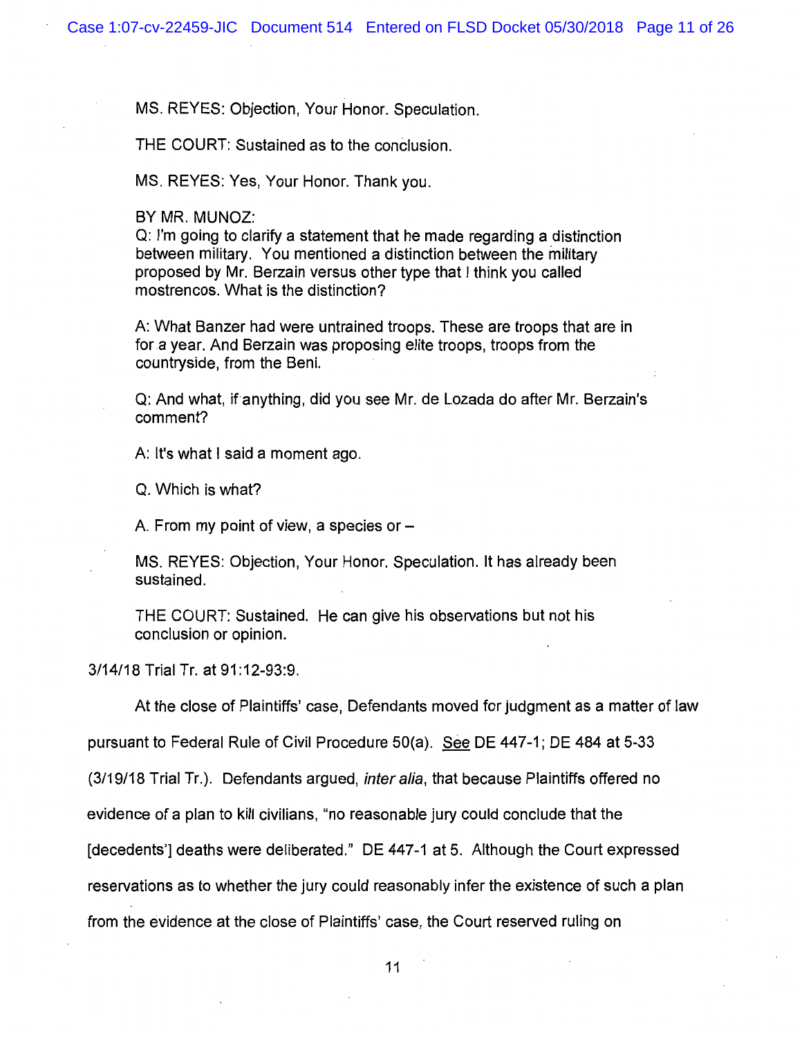MS. REYES: Objection, Your Honor. Speculation.

THE COURT: Sustained as to the conclusion.

MS. REYES: Yes, Your Honor. Thank you.

BY MR. MUNOZ:
Q: I'm going to clarify a statement that he made regarding a distinction between military. You mentioned a distinction between the military proposed by Mr. Berzain versus other type that I think you called mostrencos. What is the distinction?

A: What Banzer had were untrained troops. These are troops that are in for a year. And Berzain was proposing elite troops, troops from the countryside, from the Beni.

Q: And what, if anything, did you see Mr. de Lozada do after Mr. Berzain's comment?

A: It's what I said a moment ago.

Q. Which is what?

A. From my point of view, a species or –

MS. REYES: Objection, Your Honor. Speculation. It has already been sustained.

THE COURT: Sustained. He can give his observations but not his conclusion or opinion.

3/14/18 Trial Tr. at 91:12-93:9.

At the close of Plaintiffs' case, Defendants moved for judgment as a matter of law pursuant to Federal Rule of Civil Procedure 50(a). See DE 447-1; DE 484 at 5-33 (3/19/18 Trial Tr.). Defendants argued, *inter alia*, that because Plaintiffs offered no evidence of a plan to kill civilians, "no reasonable jury could conclude that the [decedents'] deaths were deliberated." DE 447-1 at 5. Although the Court expressed reservations as to whether the jury could reasonably infer the existence of such a plan from the evidence at the close of Plaintiffs' case, the Court reserved ruling on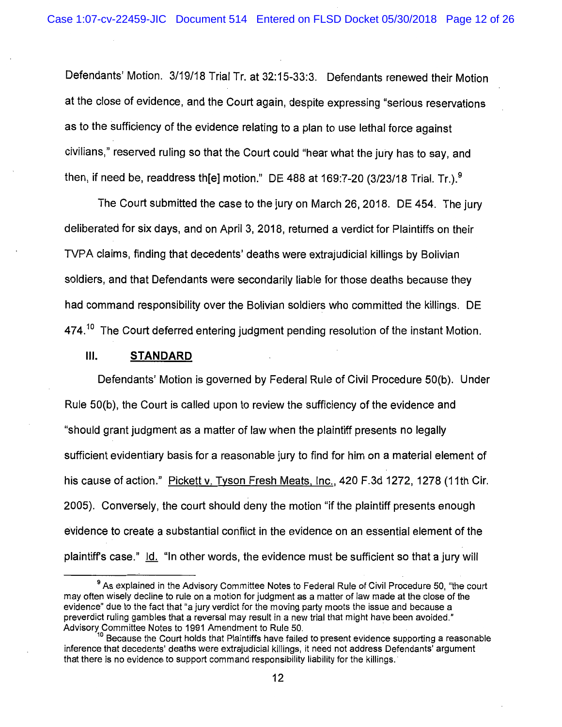Defendants' Motion. 3/19/18 Trial Tr. at 32:15-33:3. Defendants renewed their Motion at the close of evidence, and the Court again, despite expressing "serious reservations as to the sufficiency of the evidence relating to a plan to use lethal force against civilians," reserved ruling so that the Court could "hear what the jury has to say, and then, if need be, readdress th[e] motion." DE 488 at 169:7-20 (3/23/18 Trial. Tr.).[9]

The Court submitted the case to the jury on March 26, 2018. DE 454. The jury deliberated for six days, and on April 3, 2018, returned a verdict for Plaintiffs on their TVPA claims, finding that decedents' deaths were extrajudicial killings by Bolivian soldiers, and that Defendants were secondarily liable for those deaths because they had command responsibility over the Bolivian soldiers who committed the killings. DE 474.[10] The Court deferred entering judgment pending resolution of the instant Motion.

## III. STANDARD

Defendants' Motion is governed by Federal Rule of Civil Procedure 50(b). Under Rule 50(b), the Court is called upon to review the sufficiency of the evidence and "should grant judgment as a matter of law when the plaintiff presents no legally sufficient evidentiary basis for a reasonable jury to find for him on a material element of his cause of action." Pickett v. Tyson Fresh Meats, Inc., 420 F.3d 1272, 1278 (11th Cir. 2005). Conversely, the court should deny the motion "if the plaintiff presents enough evidence to create a substantial conflict in the evidence on an essential element of the plaintiff's case." Id. "In other words, the evidence must be sufficient so that a jury will

---

[9] As explained in the Advisory Committee Notes to Federal Rule of Civil Procedure 50, "the court may often wisely decline to rule on a motion for judgment as a matter of law made at the close of the evidence" due to the fact that "a jury verdict for the moving party moots the issue and because a preverdict ruling gambles that a reversal may result in a new trial that might have been avoided." Advisory Committee Notes to 1991 Amendment to Rule 50.

[10] Because the Court holds that Plaintiffs have failed to present evidence supporting a reasonable inference that decedents' deaths were extrajudicial killings, it need not address Defendants' argument that there is no evidence to support command responsibility liability for the killings.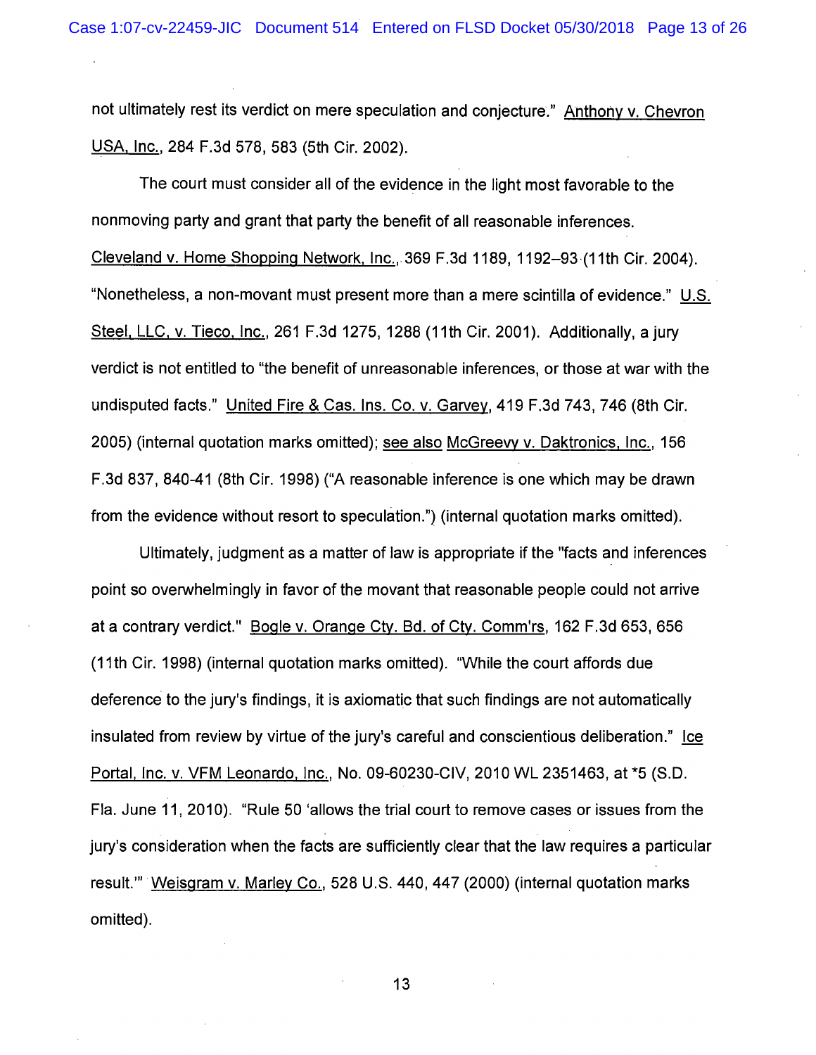not ultimately rest its verdict on mere speculation and conjecture." Anthony v. Chevron USA, Inc., 284 F.3d 578, 583 (5th Cir. 2002).

The court must consider all of the evidence in the light most favorable to the nonmoving party and grant that party the benefit of all reasonable inferences. Cleveland v. Home Shopping Network, Inc., 369 F.3d 1189, 1192–93 (11th Cir. 2004). "Nonetheless, a non-movant must present more than a mere scintilla of evidence." U.S. Steel, LLC, v. Tieco, Inc., 261 F.3d 1275, 1288 (11th Cir. 2001). Additionally, a jury verdict is not entitled to "the benefit of unreasonable inferences, or those at war with the undisputed facts." United Fire & Cas. Ins. Co. v. Garvey, 419 F.3d 743, 746 (8th Cir. 2005) (internal quotation marks omitted); see also McGreevy v. Daktronics, Inc., 156 F.3d 837, 840-41 (8th Cir. 1998) ("A reasonable inference is one which may be drawn from the evidence without resort to speculation.") (internal quotation marks omitted).

Ultimately, judgment as a matter of law is appropriate if the "facts and inferences point so overwhelmingly in favor of the movant that reasonable people could not arrive at a contrary verdict." Bogle v. Orange Cty. Bd. of Cty. Comm'rs, 162 F.3d 653, 656 (11th Cir. 1998) (internal quotation marks omitted). "While the court affords due deference to the jury's findings, it is axiomatic that such findings are not automatically insulated from review by virtue of the jury's careful and conscientious deliberation." Ice Portal, Inc. v. VFM Leonardo, Inc., No. 09-60230-CIV, 2010 WL 2351463, at *5 (S.D. Fla. June 11, 2010). "Rule 50 'allows the trial court to remove cases or issues from the jury's consideration when the facts are sufficiently clear that the law requires a particular result.'" Weisgram v. Marley Co., 528 U.S. 440, 447 (2000) (internal quotation marks omitted).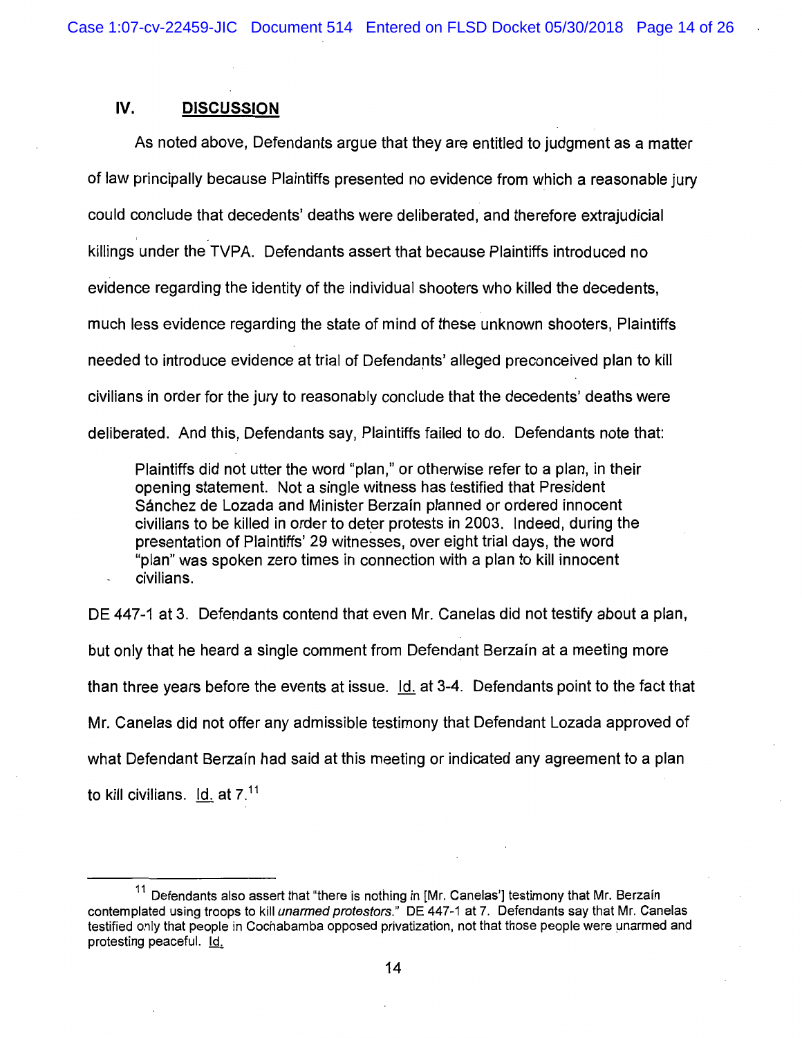## IV. DISCUSSION

As noted above, Defendants argue that they are entitled to judgment as a matter of law principally because Plaintiffs presented no evidence from which a reasonable jury could conclude that decedents' deaths were deliberated, and therefore extrajudicial killings under the TVPA. Defendants assert that because Plaintiffs introduced no evidence regarding the identity of the individual shooters who killed the decedents, much less evidence regarding the state of mind of these unknown shooters, Plaintiffs needed to introduce evidence at trial of Defendants' alleged preconceived plan to kill civilians in order for the jury to reasonably conclude that the decedents' deaths were deliberated. And this, Defendants say, Plaintiffs failed to do. Defendants note that:

> Plaintiffs did not utter the word "plan," or otherwise refer to a plan, in their opening statement. Not a single witness has testified that President Sánchez de Lozada and Minister Berzaín planned or ordered innocent civilians to be killed in order to deter protests in 2003. Indeed, during the presentation of Plaintiffs' 29 witnesses, over eight trial days, the word "plan" was spoken zero times in connection with a plan to kill innocent civilians.

DE 447-1 at 3. Defendants contend that even Mr. Canelas did not testify about a plan, but only that he heard a single comment from Defendant Berzaín at a meeting more than three years before the events at issue. Id. at 3-4. Defendants point to the fact that Mr. Canelas did not offer any admissible testimony that Defendant Lozada approved of what Defendant Berzaín had said at this meeting or indicated any agreement to a plan to kill civilians. Id. at 7.[11]

---

[11] Defendants also assert that "there is nothing in [Mr. Canelas'] testimony that Mr. Berzaín contemplated using troops to kill *unarmed protestors*." DE 447-1 at 7. Defendants say that Mr. Canelas testified only that people in Cochabamba opposed privatization, not that those people were unarmed and protesting peacefully. Id.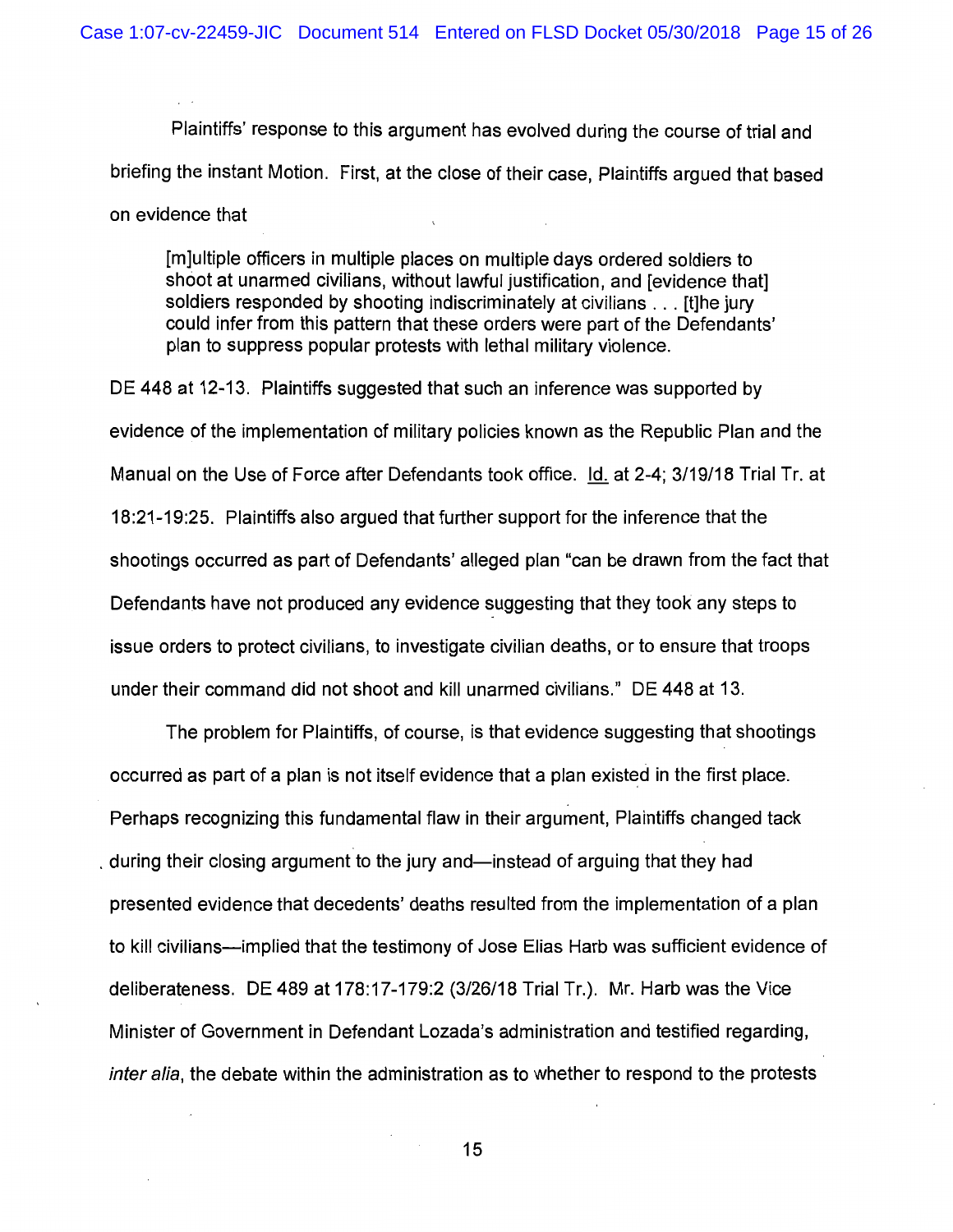Plaintiffs' response to this argument has evolved during the course of trial and briefing the instant Motion. First, at the close of their case, Plaintiffs argued that based on evidence that

> [m]ultiple officers in multiple places on multiple days ordered soldiers to shoot at unarmed civilians, without lawful justification, and [evidence that] soldiers responded by shooting indiscriminately at civilians . . . [t]he jury could infer from this pattern that these orders were part of the Defendants' plan to suppress popular protests with lethal military violence.

DE 448 at 12-13. Plaintiffs suggested that such an inference was supported by evidence of the implementation of military policies known as the Republic Plan and the Manual on the Use of Force after Defendants took office. Id. at 2-4; 3/19/18 Trial Tr. at 18:21-19:25. Plaintiffs also argued that further support for the inference that the shootings occurred as part of Defendants' alleged plan "can be drawn from the fact that Defendants have not produced any evidence suggesting that they took any steps to issue orders to protect civilians, to investigate civilian deaths, or to ensure that troops under their command did not shoot and kill unarmed civilians." DE 448 at 13.

The problem for Plaintiffs, of course, is that evidence suggesting that shootings occurred as part of a plan is not itself evidence that a plan existed in the first place. Perhaps recognizing this fundamental flaw in their argument, Plaintiffs changed tack during their closing argument to the jury and—instead of arguing that they had presented evidence that decedents' deaths resulted from the implementation of a plan to kill civilians—implied that the testimony of Jose Elias Harb was sufficient evidence of deliberateness. DE 489 at 178:17-179:2 (3/26/18 Trial Tr.). Mr. Harb was the Vice Minister of Government in Defendant Lozada's administration and testified regarding, *inter alia*, the debate within the administration as to whether to respond to the protests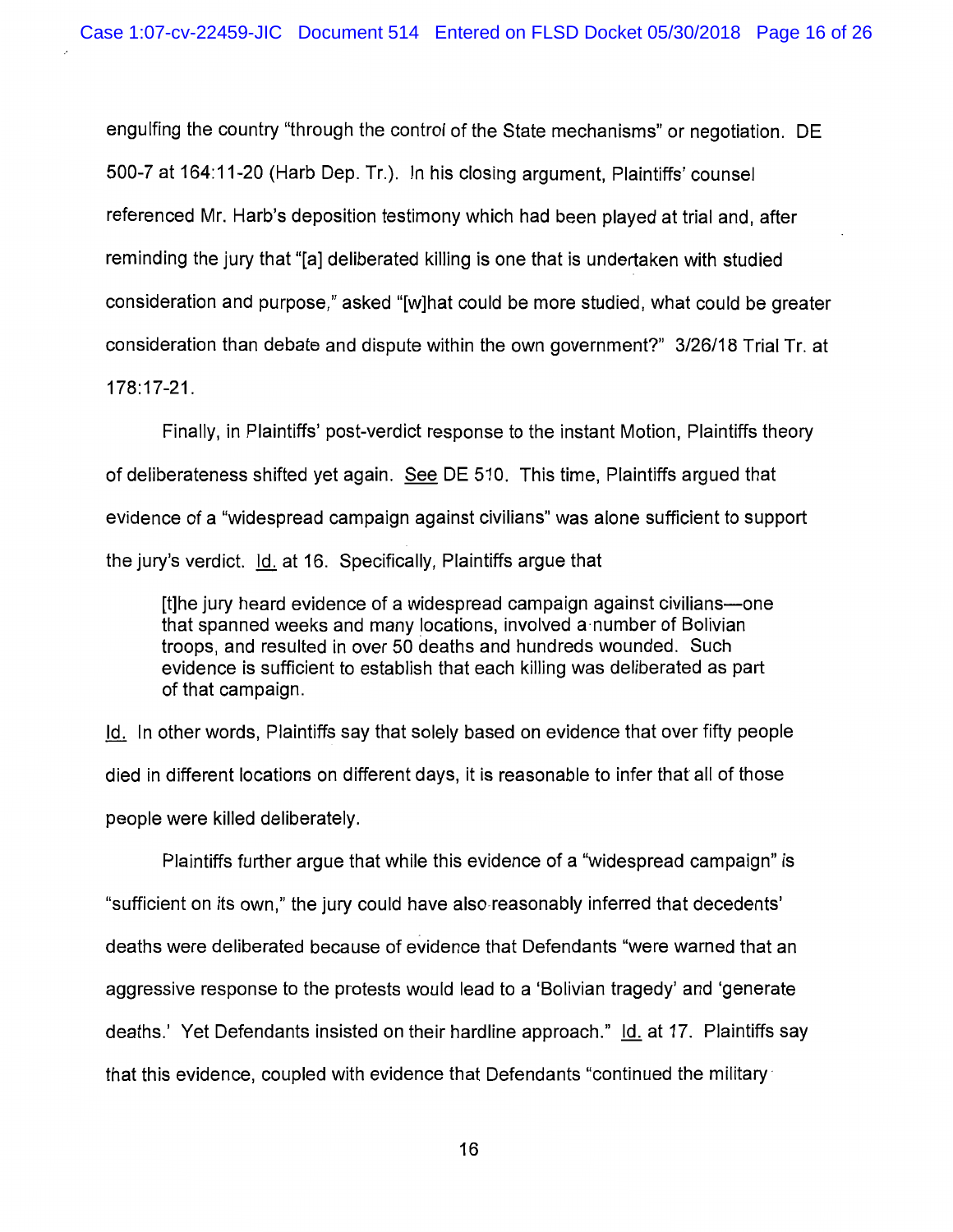engulfing the country "through the control of the State mechanisms" or negotiation. DE 500-7 at 164:11-20 (Harb Dep. Tr.). In his closing argument, Plaintiffs' counsel referenced Mr. Harb's deposition testimony which had been played at trial and, after reminding the jury that "[a] deliberated killing is one that is undertaken with studied consideration and purpose," asked "[w]hat could be more studied, what could be greater consideration than debate and dispute within the own government?" 3/26/18 Trial Tr. at 178:17-21.

Finally, in Plaintiffs' post-verdict response to the instant Motion, Plaintiffs theory of deliberateness shifted yet again. See DE 510. This time, Plaintiffs argued that evidence of a "widespread campaign against civilians" was alone sufficient to support the jury's verdict. Id. at 16. Specifically, Plaintiffs argue that

> [t]he jury heard evidence of a widespread campaign against civilians—one that spanned weeks and many locations, involved a number of Bolivian troops, and resulted in over 50 deaths and hundreds wounded. Such evidence is sufficient to establish that each killing was deliberated as part of that campaign.

Id. In other words, Plaintiffs say that solely based on evidence that over fifty people died in different locations on different days, it is reasonable to infer that all of those people were killed deliberately.

Plaintiffs further argue that while this evidence of a "widespread campaign" is "sufficient on its own," the jury could have also reasonably inferred that decedents' deaths were deliberated because of evidence that Defendants "were warned that an aggressive response to the protests would lead to a 'Bolivian tragedy' and 'generate deaths.' Yet Defendants insisted on their hardline approach." Id. at 17. Plaintiffs say that this evidence, coupled with evidence that Defendants "continued the military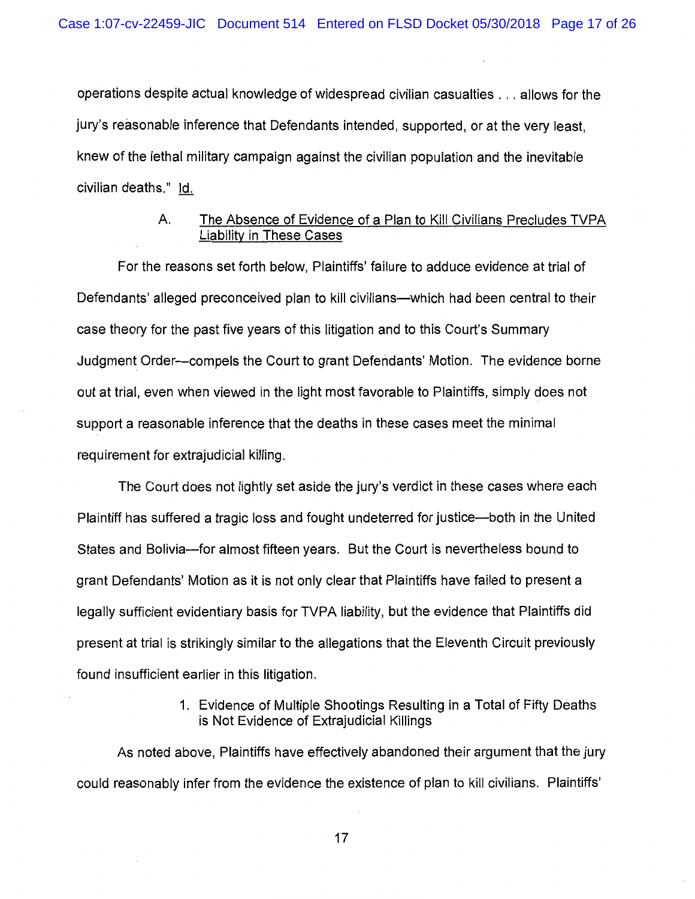operations despite actual knowledge of widespread civilian casualties . . . allows for the jury's reasonable inference that Defendants intended, supported, or at the very least, knew of the lethal military campaign against the civilian population and the inevitable civilian deaths." Id.

### A. The Absence of Evidence of a Plan to Kill Civilians Precludes TVPA Liability in These Cases

For the reasons set forth below, Plaintiffs' failure to adduce evidence at trial of Defendants' alleged preconceived plan to kill civilians—which had been central to their case theory for the past five years of this litigation and to this Court's Summary Judgment Order—compels the Court to grant Defendants' Motion. The evidence borne out at trial, even when viewed in the light most favorable to Plaintiffs, simply does not support a reasonable inference that the deaths in these cases meet the minimal requirement for extrajudicial killing.

The Court does not lightly set aside the jury's verdict in these cases where each Plaintiff has suffered a tragic loss and fought undeterred for justice—both in the United States and Bolivia—for almost fifteen years. But the Court is nevertheless bound to grant Defendants' Motion as it is not only clear that Plaintiffs have failed to present a legally sufficient evidentiary basis for TVPA liability, but the evidence that Plaintiffs did present at trial is strikingly similar to the allegations that the Eleventh Circuit previously found insufficient earlier in this litigation.

#### 1. Evidence of Multiple Shootings Resulting in a Total of Fifty Deaths is Not Evidence of Extrajudicial Killings

As noted above, Plaintiffs have effectively abandoned their argument that the jury could reasonably infer from the evidence the existence of plan to kill civilians. Plaintiffs'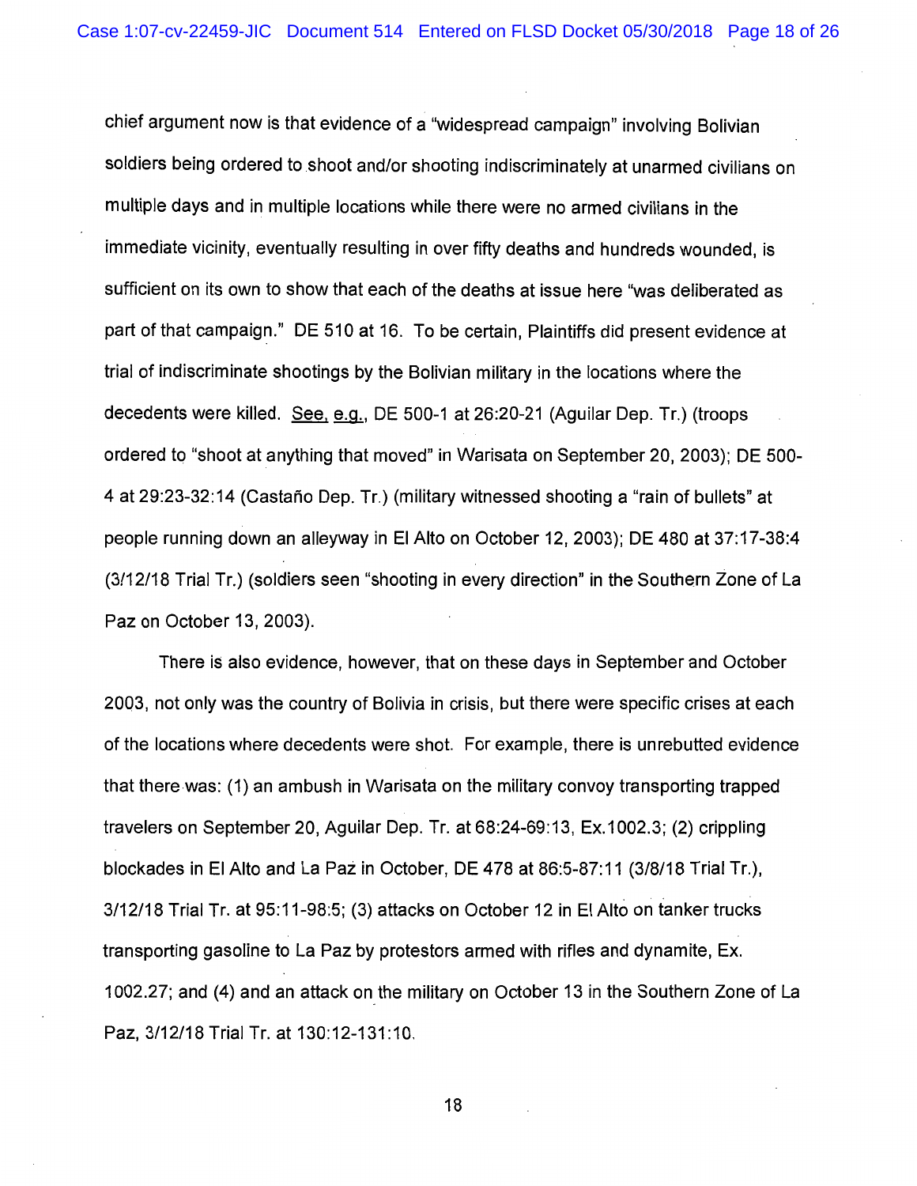chief argument now is that evidence of a "widespread campaign" involving Bolivian soldiers being ordered to shoot and/or shooting indiscriminately at unarmed civilians on multiple days and in multiple locations while there were no armed civilians in the immediate vicinity, eventually resulting in over fifty deaths and hundreds wounded, is sufficient on its own to show that each of the deaths at issue here "was deliberated as part of that campaign." DE 510 at 16. To be certain, Plaintiffs did present evidence at trial of indiscriminate shootings by the Bolivian military in the locations where the decedents were killed. See, e.g., DE 500-1 at 26:20-21 (Aguilar Dep. Tr.) (troops ordered to "shoot at anything that moved" in Warisata on September 20, 2003); DE 500-4 at 29:23-32:14 (Castaño Dep. Tr.) (military witnessed shooting a "rain of bullets" at people running down an alleyway in El Alto on October 12, 2003); DE 480 at 37:17-38:4 (3/12/18 Trial Tr.) (soldiers seen "shooting in every direction" in the Southern Zone of La Paz on October 13, 2003).

There is also evidence, however, that on these days in September and October 2003, not only was the country of Bolivia in crisis, but there were specific crises at each of the locations where decedents were shot. For example, there is unrebutted evidence that there was: (1) an ambush in Warisata on the military convoy transporting trapped travelers on September 20, Aguilar Dep. Tr. at 68:24-69:13, Ex.1002.3; (2) crippling blockades in El Alto and La Paz in October, DE 478 at 86:5-87:11 (3/8/18 Trial Tr.), 3/12/18 Trial Tr. at 95:11-98:5; (3) attacks on October 12 in El Alto on tanker trucks transporting gasoline to La Paz by protestors armed with rifles and dynamite, Ex. 1002.27; and (4) and an attack on the military on October 13 in the Southern Zone of La Paz, 3/12/18 Trial Tr. at 130:12-131:10.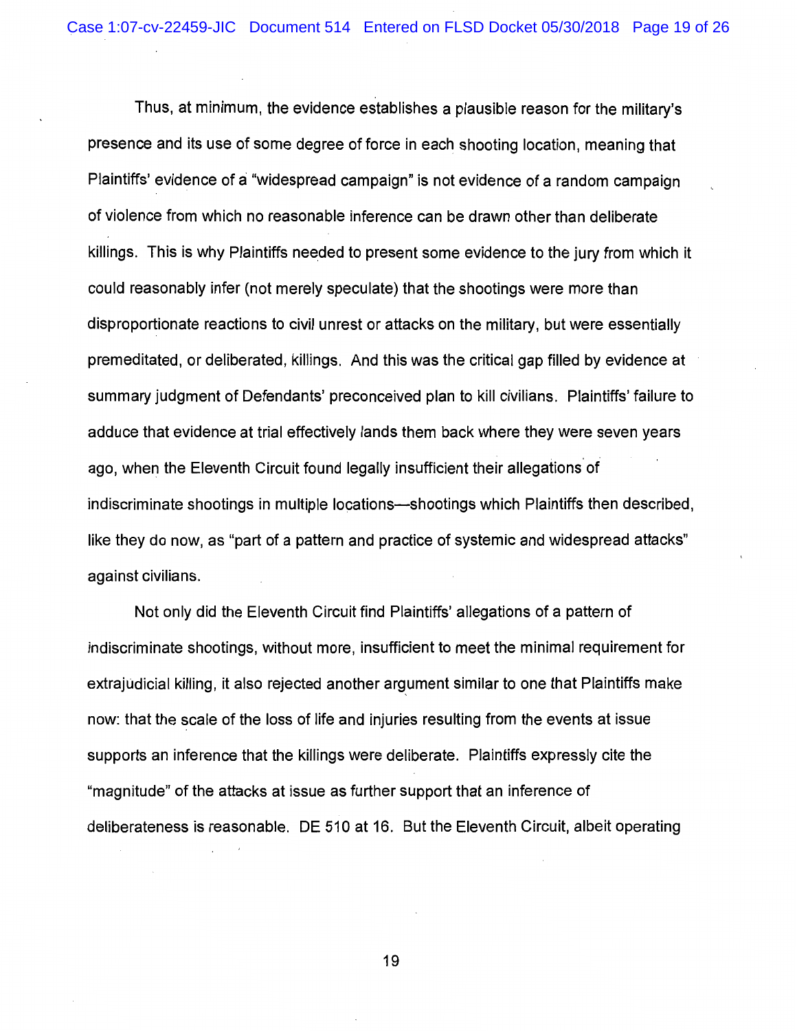Thus, at minimum, the evidence establishes a plausible reason for the military's presence and its use of some degree of force in each shooting location, meaning that Plaintiffs' evidence of a "widespread campaign" is not evidence of a random campaign of violence from which no reasonable inference can be drawn other than deliberate killings. This is why Plaintiffs needed to present some evidence to the jury from which it could reasonably infer (not merely speculate) that the shootings were more than disproportionate reactions to civil unrest or attacks on the military, but were essentially premeditated, or deliberated, killings. And this was the critical gap filled by evidence at summary judgment of Defendants' preconceived plan to kill civilians. Plaintiffs' failure to adduce that evidence at trial effectively lands them back where they were seven years ago, when the Eleventh Circuit found legally insufficient their allegations of indiscriminate shootings in multiple locations—shootings which Plaintiffs then described, like they do now, as "part of a pattern and practice of systemic and widespread attacks" against civilians.

Not only did the Eleventh Circuit find Plaintiffs' allegations of a pattern of indiscriminate shootings, without more, insufficient to meet the minimal requirement for extrajudicial killing, it also rejected another argument similar to one that Plaintiffs make now: that the scale of the loss of life and injuries resulting from the events at issue supports an inference that the killings were deliberate. Plaintiffs expressly cite the "magnitude" of the attacks at issue as further support that an inference of deliberateness is reasonable. DE 510 at 16. But the Eleventh Circuit, albeit operating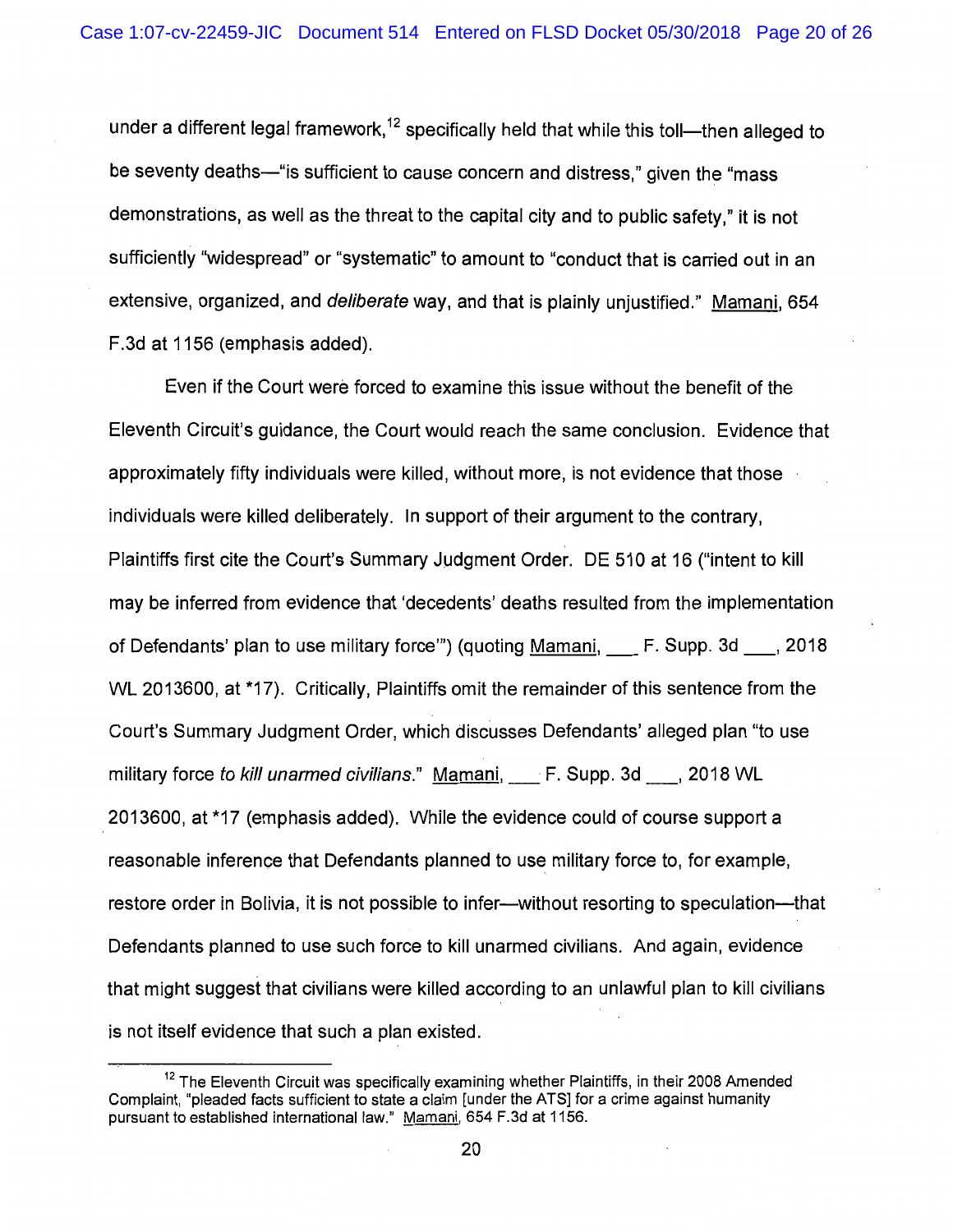under a different legal framework,[12] specifically held that while this toll—then alleged to be seventy deaths—"is sufficient to cause concern and distress," given the "mass demonstrations, as well as the threat to the capital city and to public safety," it is not sufficiently "widespread" or "systematic" to amount to "conduct that is carried out in an extensive, organized, and *deliberate* way, and that is plainly unjustified." Mamani, 654 F.3d at 1156 (emphasis added).

Even if the Court were forced to examine this issue without the benefit of the Eleventh Circuit's guidance, the Court would reach the same conclusion. Evidence that approximately fifty individuals were killed, without more, is not evidence that those individuals were killed deliberately. In support of their argument to the contrary, Plaintiffs first cite the Court's Summary Judgment Order. DE 510 at 16 ("intent to kill may be inferred from evidence that 'decedents' deaths resulted from the implementation of Defendants' plan to use military force'") (quoting Mamani, ___ F. Supp. 3d ___, 2018 WL 2013600, at *17). Critically, Plaintiffs omit the remainder of this sentence from the Court's Summary Judgment Order, which discusses Defendants' alleged plan "to use military force *to kill unarmed civilians*." Mamani, ___ F. Supp. 3d ___, 2018 WL 2013600, at *17 (emphasis added). While the evidence could of course support a reasonable inference that Defendants planned to use military force to, for example, restore order in Bolivia, it is not possible to infer—without resorting to speculation—that Defendants planned to use such force to kill unarmed civilians. And again, evidence that might suggest that civilians were killed according to an unlawful plan to kill civilians is not itself evidence that such a plan existed.

---

[12] The Eleventh Circuit was specifically examining whether Plaintiffs, in their 2008 Amended Complaint, "pleaded facts sufficient to state a claim [under the ATS] for a crime against humanity pursuant to established international law." Mamani, 654 F.3d at 1156.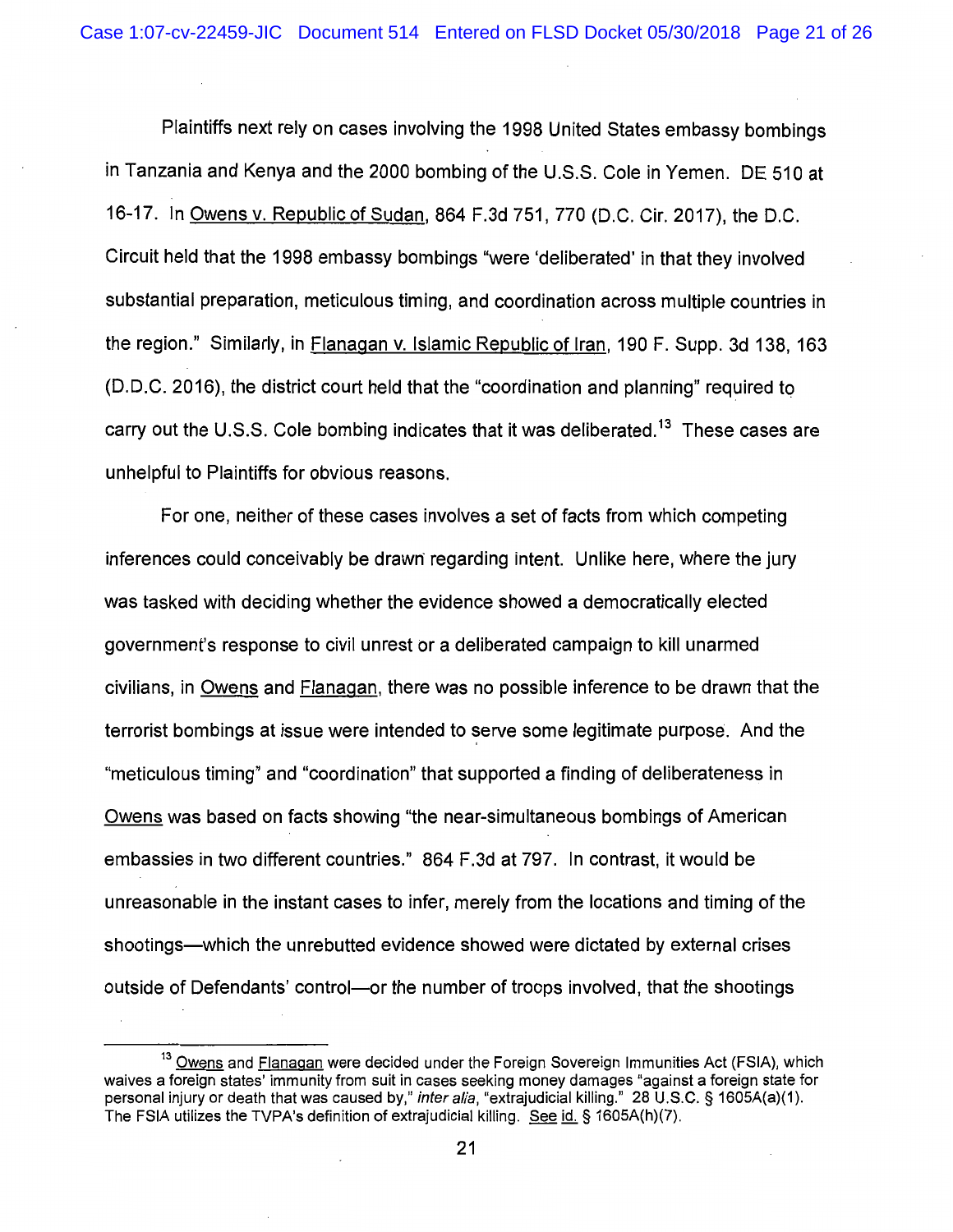Plaintiffs next rely on cases involving the 1998 United States embassy bombings in Tanzania and Kenya and the 2000 bombing of the U.S.S. Cole in Yemen. DE 510 at 16-17. In Owens v. Republic of Sudan, 864 F.3d 751, 770 (D.C. Cir. 2017), the D.C. Circuit held that the 1998 embassy bombings "were 'deliberated' in that they involved substantial preparation, meticulous timing, and coordination across multiple countries in the region." Similarly, in Flanagan v. Islamic Republic of Iran, 190 F. Supp. 3d 138, 163 (D.D.C. 2016), the district court held that the "coordination and planning" required to carry out the U.S.S. Cole bombing indicates that it was deliberated.[13] These cases are unhelpful to Plaintiffs for obvious reasons.

For one, neither of these cases involves a set of facts from which competing inferences could conceivably be drawn regarding intent. Unlike here, where the jury was tasked with deciding whether the evidence showed a democratically elected government's response to civil unrest or a deliberated campaign to kill unarmed civilians, in Owens and Flanagan, there was no possible inference to be drawn that the terrorist bombings at issue were intended to serve some legitimate purpose. And the "meticulous timing" and "coordination" that supported a finding of deliberateness in Owens was based on facts showing "the near-simultaneous bombings of American embassies in two different countries." 864 F.3d at 797. In contrast, it would be unreasonable in the instant cases to infer, merely from the locations and timing of the shootings—which the unrebutted evidence showed were dictated by external crises outside of Defendants' control—or the number of troops involved, that the shootings

---

[13] Owens and Flanagan were decided under the Foreign Sovereign Immunities Act (FSIA), which waives a foreign states' immunity from suit in cases seeking money damages "against a foreign state for personal injury or death that was caused by," *inter alia*, "extrajudicial killing." 28 U.S.C. § 1605A(a)(1). The FSIA utilizes the TVPA's definition of extrajudicial killing. See id. § 1605A(h)(7).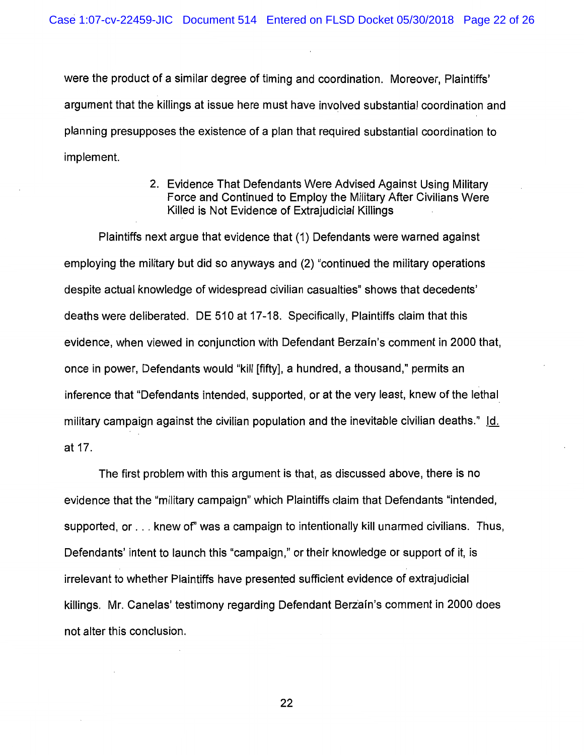were the product of a similar degree of timing and coordination. Moreover, Plaintiffs' argument that the killings at issue here must have involved substantial coordination and planning presupposes the existence of a plan that required substantial coordination to implement.

### 2. Evidence That Defendants Were Advised Against Using Military Force and Continued to Employ the Military After Civilians Were Killed is Not Evidence of Extrajudicial Killings

Plaintiffs next argue that evidence that (1) Defendants were warned against employing the military but did so anyways and (2) "continued the military operations despite actual knowledge of widespread civilian casualties" shows that decedents' deaths were deliberated. DE 510 at 17-18. Specifically, Plaintiffs claim that this evidence, when viewed in conjunction with Defendant Berzaín's comment in 2000 that, once in power, Defendants would "kill [fifty], a hundred, a thousand," permits an inference that "Defendants intended, supported, or at the very least, knew of the lethal military campaign against the civilian population and the inevitable civilian deaths." Id. at 17.

The first problem with this argument is that, as discussed above, there is no evidence that the "military campaign" which Plaintiffs claim that Defendants "intended, supported, or . . . knew of" was a campaign to intentionally kill unarmed civilians. Thus, Defendants' intent to launch this "campaign," or their knowledge or support of it, is irrelevant to whether Plaintiffs have presented sufficient evidence of extrajudicial killings. Mr. Canelas' testimony regarding Defendant Berzaín's comment in 2000 does not alter this conclusion.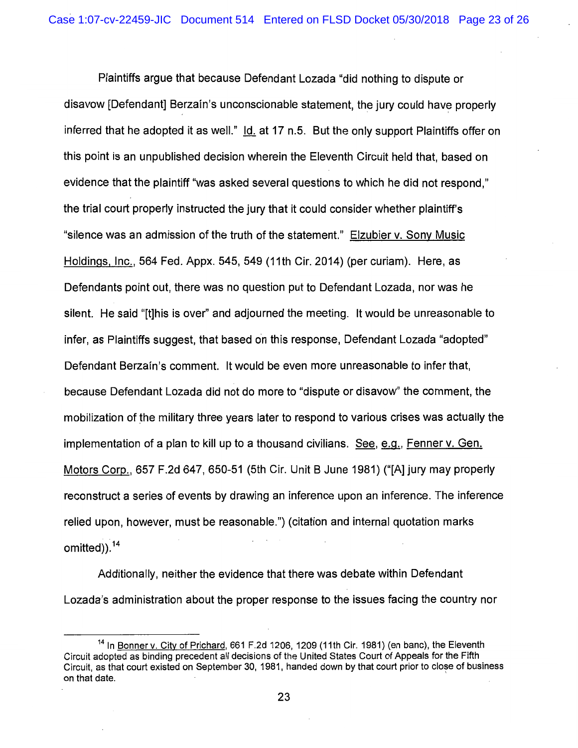Plaintiffs argue that because Defendant Lozada "did nothing to dispute or disavow [Defendant] Berzaín's unconscionable statement, the jury could have properly inferred that he adopted it as well." Id. at 17 n.5. But the only support Plaintiffs offer on this point is an unpublished decision wherein the Eleventh Circuit held that, based on evidence that the plaintiff "was asked several questions to which he did not respond," the trial court properly instructed the jury that it could consider whether plaintiff's "silence was an admission of the truth of the statement." Elzubier v. Sony Music Holdings, Inc., 564 Fed. Appx. 545, 549 (11th Cir. 2014) (per curiam). Here, as Defendants point out, there was no question put to Defendant Lozada, nor was he silent. He said "[t]his is over" and adjourned the meeting. It would be unreasonable to infer, as Plaintiffs suggest, that based on this response, Defendant Lozada "adopted" Defendant Berzaín's comment. It would be even more unreasonable to infer that, because Defendant Lozada did not do more to "dispute or disavow" the comment, the mobilization of the military three years later to respond to various crises was actually the implementation of a plan to kill up to a thousand civilians. See, e.g., Fenner v. Gen. Motors Corp., 657 F.2d 647, 650-51 (5th Cir. Unit B June 1981) ("[A] jury may properly reconstruct a series of events by drawing an inference upon an inference. The inference relied upon, however, must be reasonable.") (citation and internal quotation marks omitted)).[14]

Additionally, neither the evidence that there was debate within Defendant Lozada's administration about the proper response to the issues facing the country nor

---

[14] In Bonner v. City of Prichard, 661 F.2d 1206, 1209 (11th Cir. 1981) (en banc), the Eleventh Circuit adopted as binding precedent all decisions of the United States Court of Appeals for the Fifth Circuit, as that court existed on September 30, 1981, handed down by that court prior to close of business on that date.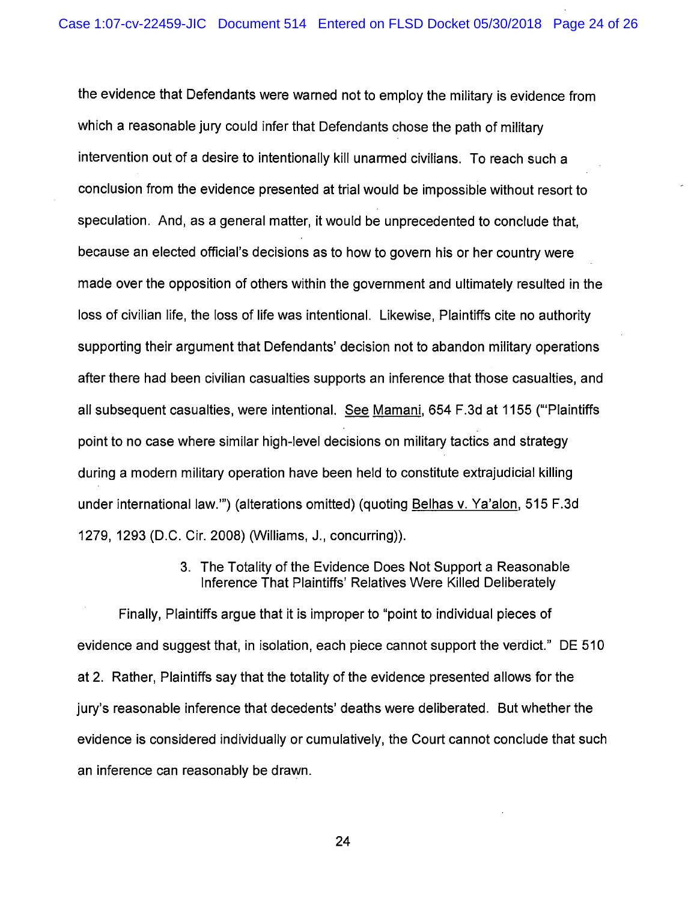the evidence that Defendants were warned not to employ the military is evidence from which a reasonable jury could infer that Defendants chose the path of military intervention out of a desire to intentionally kill unarmed civilians. To reach such a conclusion from the evidence presented at trial would be impossible without resort to speculation. And, as a general matter, it would be unprecedented to conclude that, because an elected official's decisions as to how to govern his or her country were made over the opposition of others within the government and ultimately resulted in the loss of civilian life, the loss of life was intentional. Likewise, Plaintiffs cite no authority supporting their argument that Defendants' decision not to abandon military operations after there had been civilian casualties supports an inference that those casualties, and all subsequent casualties, were intentional. See Mamani, 654 F.3d at 1155 ("'Plaintiffs point to no case where similar high-level decisions on military tactics and strategy during a modern military operation have been held to constitute extrajudicial killing under international law.'") (alterations omitted) (quoting Belhas v. Ya'alon, 515 F.3d 1279, 1293 (D.C. Cir. 2008) (Williams, J., concurring)).

3. The Totality of the Evidence Does Not Support a Reasonable Inference That Plaintiffs' Relatives Were Killed Deliberately

Finally, Plaintiffs argue that it is improper to "point to individual pieces of evidence and suggest that, in isolation, each piece cannot support the verdict." DE 510 at 2. Rather, Plaintiffs say that the totality of the evidence presented allows for the jury's reasonable inference that decedents' deaths were deliberated. But whether the evidence is considered individually or cumulatively, the Court cannot conclude that such an inference can reasonably be drawn.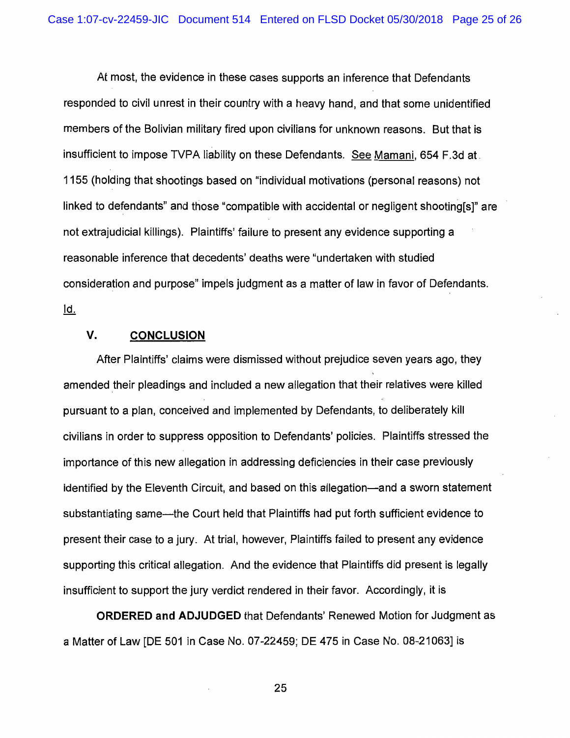At most, the evidence in these cases supports an inference that Defendants responded to civil unrest in their country with a heavy hand, and that some unidentified members of the Bolivian military fired upon civilians for unknown reasons. But that is insufficient to impose TVPA liability on these Defendants. See Mamani, 654 F.3d at 1155 (holding that shootings based on "individual motivations (personal reasons) not linked to defendants" and those "compatible with accidental or negligent shooting[s]" are not extrajudicial killings). Plaintiffs' failure to present any evidence supporting a reasonable inference that decedents' deaths were "undertaken with studied consideration and purpose" impels judgment as a matter of law in favor of Defendants. Id.

## V. CONCLUSION

After Plaintiffs' claims were dismissed without prejudice seven years ago, they amended their pleadings and included a new allegation that their relatives were killed pursuant to a plan, conceived and implemented by Defendants, to deliberately kill civilians in order to suppress opposition to Defendants' policies. Plaintiffs stressed the importance of this new allegation in addressing deficiencies in their case previously identified by the Eleventh Circuit, and based on this allegation—and a sworn statement substantiating same—the Court held that Plaintiffs had put forth sufficient evidence to present their case to a jury. At trial, however, Plaintiffs failed to present any evidence supporting this critical allegation. And the evidence that Plaintiffs did present is legally insufficient to support the jury verdict rendered in their favor. Accordingly, it is

**ORDERED and ADJUDGED** that Defendants' Renewed Motion for Judgment as a Matter of Law [DE 501 in Case No. 07-22459; DE 475 in Case No. 08-21063] is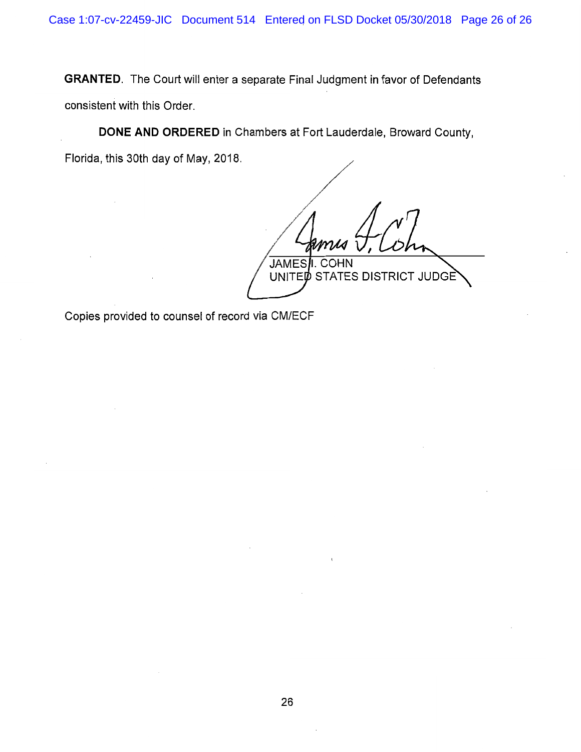**GRANTED**. The Court will enter a separate Final Judgment in favor of Defendants consistent with this Order.

**DONE AND ORDERED** in Chambers at Fort Lauderdale, Broward County, Florida, this 30th day of May, 2018.

JAMES I. COHN
UNITED STATES DISTRICT JUDGE

Copies provided to counsel of record via CM/ECF